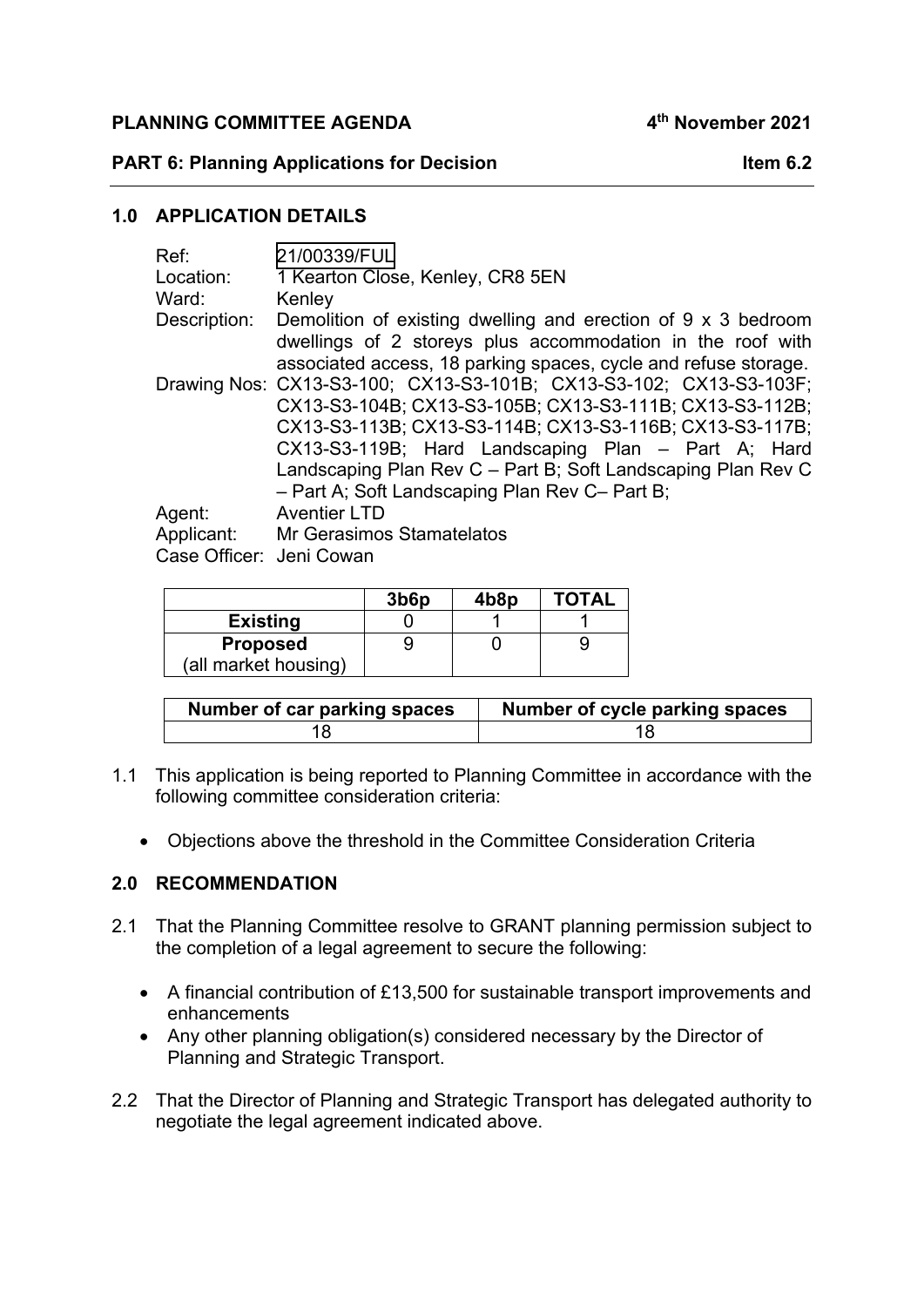**PLANNING COMMITTEE AGENDA** **4th November 2021**

**PART 6: Planning Applications for Decision** **Item 6.2**

## 1.0 APPLICATION DETAILS

Ref: 21/00339/FUL
Location: 1 Kearton Close, Kenley, CR8 5EN
Ward: Kenley
Description: Demolition of existing dwelling and erection of 9 x 3 bedroom dwellings of 2 storeys plus accommodation in the roof with associated access, 18 parking spaces, cycle and refuse storage.
Drawing Nos: CX13-S3-100; CX13-S3-101B; CX13-S3-102; CX13-S3-103F; CX13-S3-104B; CX13-S3-105B; CX13-S3-111B; CX13-S3-112B; CX13-S3-113B; CX13-S3-114B; CX13-S3-116B; CX13-S3-117B; CX13-S3-119B; Hard Landscaping Plan – Part A; Hard Landscaping Plan Rev C – Part B; Soft Landscaping Plan Rev C – Part A; Soft Landscaping Plan Rev C– Part B;
Agent: Aventier LTD
Applicant: Mr Gerasimos Stamatelatos
Case Officer: Jeni Cowan

| | 3b6p | 4b8p | TOTAL |
|---|---|---|---|
| **Existing** | 0 | 1 | 1 |
| **Proposed** (all market housing) | 9 | 0 | 9 |

| Number of car parking spaces | Number of cycle parking spaces |
|---|---|
| 18 | 18 |

1.1 This application is being reported to Planning Committee in accordance with the following committee consideration criteria:

- Objections above the threshold in the Committee Consideration Criteria

## 2.0 RECOMMENDATION

2.1 That the Planning Committee resolve to GRANT planning permission subject to the completion of a legal agreement to secure the following:

- A financial contribution of £13,500 for sustainable transport improvements and enhancements
- Any other planning obligation(s) considered necessary by the Director of Planning and Strategic Transport.

2.2 That the Director of Planning and Strategic Transport has delegated authority to negotiate the legal agreement indicated above.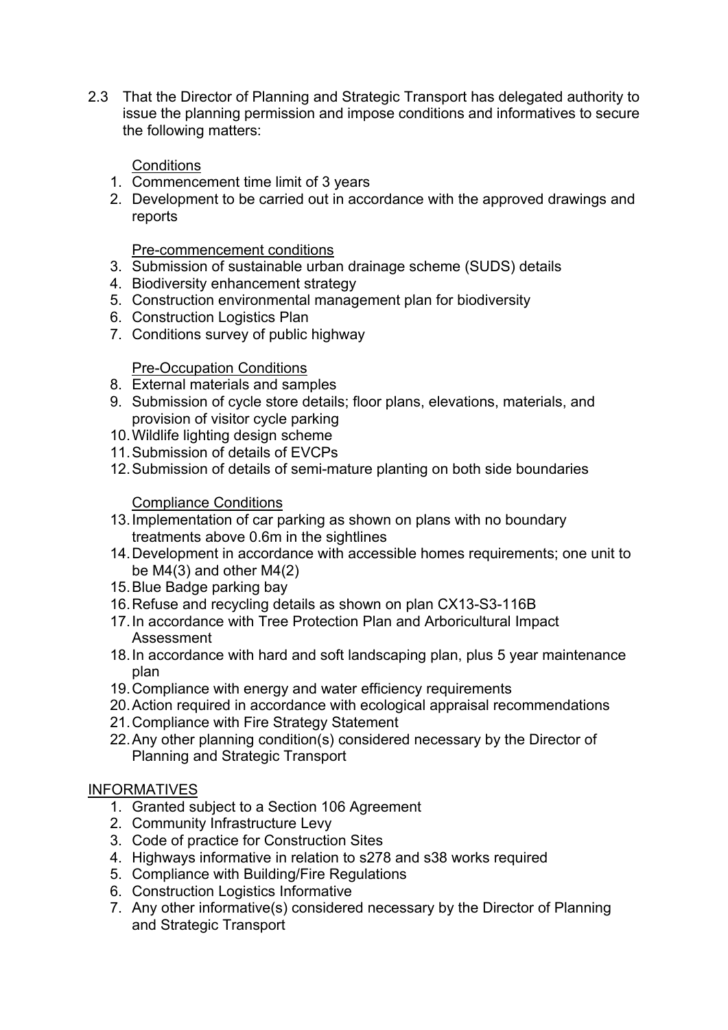2.3 That the Director of Planning and Strategic Transport has delegated authority to issue the planning permission and impose conditions and informatives to secure the following matters:

Conditions

1. Commencement time limit of 3 years
2. Development to be carried out in accordance with the approved drawings and reports

Pre-commencement conditions

3. Submission of sustainable urban drainage scheme (SUDS) details
4. Biodiversity enhancement strategy
5. Construction environmental management plan for biodiversity
6. Construction Logistics Plan
7. Conditions survey of public highway

Pre-Occupation Conditions

8. External materials and samples
9. Submission of cycle store details; floor plans, elevations, materials, and provision of visitor cycle parking
10. Wildlife lighting design scheme
11. Submission of details of EVCPs
12. Submission of details of semi-mature planting on both side boundaries

Compliance Conditions

13. Implementation of car parking as shown on plans with no boundary treatments above 0.6m in the sightlines
14. Development in accordance with accessible homes requirements; one unit to be M4(3) and other M4(2)
15. Blue Badge parking bay
16. Refuse and recycling details as shown on plan CX13-S3-116B
17. In accordance with Tree Protection Plan and Arboricultural Impact Assessment
18. In accordance with hard and soft landscaping plan, plus 5 year maintenance plan
19. Compliance with energy and water efficiency requirements
20. Action required in accordance with ecological appraisal recommendations
21. Compliance with Fire Strategy Statement
22. Any other planning condition(s) considered necessary by the Director of Planning and Strategic Transport

INFORMATIVES

1. Granted subject to a Section 106 Agreement
2. Community Infrastructure Levy
3. Code of practice for Construction Sites
4. Highways informative in relation to s278 and s38 works required
5. Compliance with Building/Fire Regulations
6. Construction Logistics Informative
7. Any other informative(s) considered necessary by the Director of Planning and Strategic Transport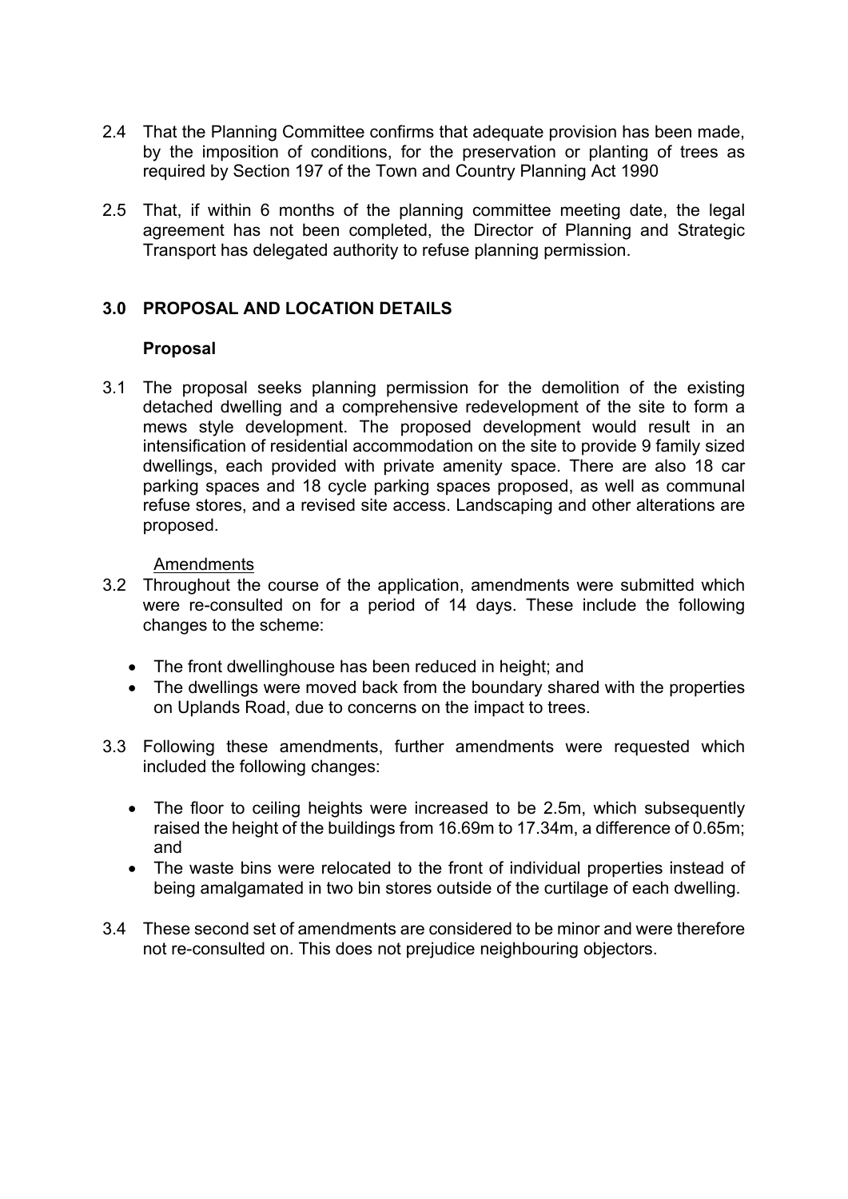2.4 That the Planning Committee confirms that adequate provision has been made, by the imposition of conditions, for the preservation or planting of trees as required by Section 197 of the Town and Country Planning Act 1990

2.5 That, if within 6 months of the planning committee meeting date, the legal agreement has not been completed, the Director of Planning and Strategic Transport has delegated authority to refuse planning permission.

## 3.0 PROPOSAL AND LOCATION DETAILS

### Proposal

3.1 The proposal seeks planning permission for the demolition of the existing detached dwelling and a comprehensive redevelopment of the site to form a mews style development. The proposed development would result in an intensification of residential accommodation on the site to provide 9 family sized dwellings, each provided with private amenity space. There are also 18 car parking spaces and 18 cycle parking spaces proposed, as well as communal refuse stores, and a revised site access. Landscaping and other alterations are proposed.

Amendments

3.2 Throughout the course of the application, amendments were submitted which were re-consulted on for a period of 14 days. These include the following changes to the scheme:

- The front dwellinghouse has been reduced in height; and
- The dwellings were moved back from the boundary shared with the properties on Uplands Road, due to concerns on the impact to trees.

3.3 Following these amendments, further amendments were requested which included the following changes:

- The floor to ceiling heights were increased to be 2.5m, which subsequently raised the height of the buildings from 16.69m to 17.34m, a difference of 0.65m; and
- The waste bins were relocated to the front of individual properties instead of being amalgamated in two bin stores outside of the curtilage of each dwelling.

3.4 These second set of amendments are considered to be minor and were therefore not re-consulted on. This does not prejudice neighbouring objectors.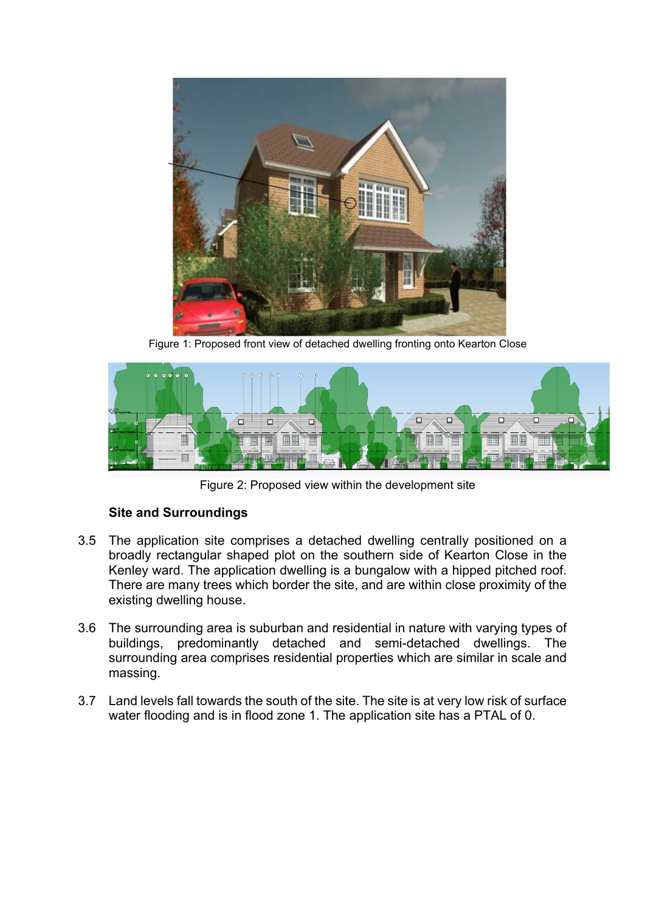Figure 1: Proposed front view of detached dwelling fronting onto Kearton Close

Figure 2: Proposed view within the development site

**Site and Surroundings**

3.5 The application site comprises a detached dwelling centrally positioned on a broadly rectangular shaped plot on the southern side of Kearton Close in the Kenley ward. The application dwelling is a bungalow with a hipped pitched roof. There are many trees which border the site, and are within close proximity of the existing dwelling house.

3.6 The surrounding area is suburban and residential in nature with varying types of buildings, predominantly detached and semi-detached dwellings. The surrounding area comprises residential properties which are similar in scale and massing.

3.7 Land levels fall towards the south of the site. The site is at very low risk of surface water flooding and is in flood zone 1. The application site has a PTAL of 0.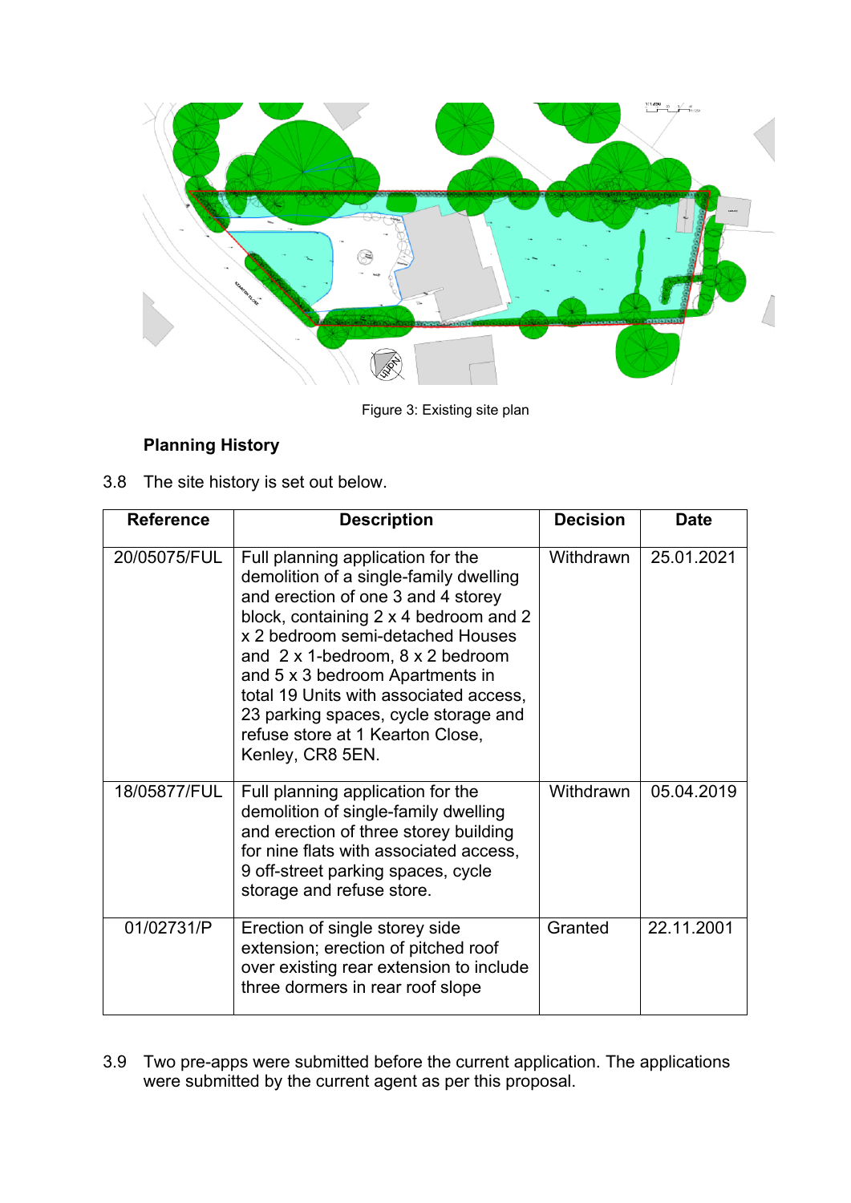Figure 3: Existing site plan

### Planning History

3.8 The site history is set out below.

| Reference | Description | Decision | Date |
|---|---|---|---|
| 20/05075/FUL | Full planning application for the demolition of a single-family dwelling and erection of one 3 and 4 storey block, containing 2 x 4 bedroom and 2 x 2 bedroom semi-detached Houses and 2 x 1-bedroom, 8 x 2 bedroom and 5 x 3 bedroom Apartments in total 19 Units with associated access, 23 parking spaces, cycle storage and refuse store at 1 Kearton Close, Kenley, CR8 5EN. | Withdrawn | 25.01.2021 |
| 18/05877/FUL | Full planning application for the demolition of single-family dwelling and erection of three storey building for nine flats with associated access, 9 off-street parking spaces, cycle storage and refuse store. | Withdrawn | 05.04.2019 |
| 01/02731/P | Erection of single storey side extension; erection of pitched roof over existing rear extension to include three dormers in rear roof slope | Granted | 22.11.2001 |

3.9 Two pre-apps were submitted before the current application. The applications were submitted by the current agent as per this proposal.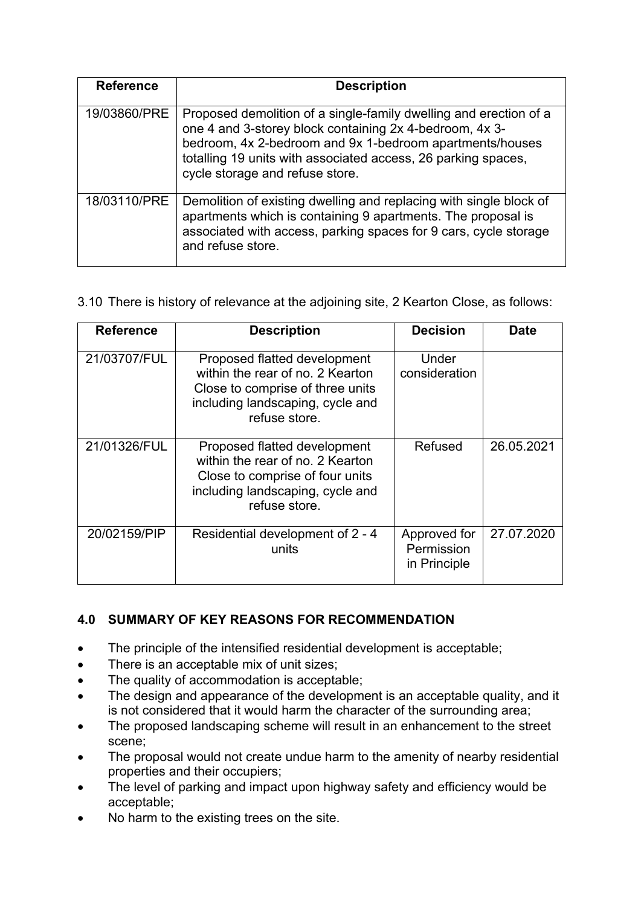| Reference | Description |
|---|---|
| 19/03860/PRE | Proposed demolition of a single-family dwelling and erection of a one 4 and 3-storey block containing 2x 4-bedroom, 4x 3-bedroom, 4x 2-bedroom and 9x 1-bedroom apartments/houses totalling 19 units with associated access, 26 parking spaces, cycle storage and refuse store. |
| 18/03110/PRE | Demolition of existing dwelling and replacing with single block of apartments which is containing 9 apartments. The proposal is associated with access, parking spaces for 9 cars, cycle storage and refuse store. |

3.10 There is history of relevance at the adjoining site, 2 Kearton Close, as follows:

| Reference | Description | Decision | Date |
|---|---|---|---|
| 21/03707/FUL | Proposed flatted development within the rear of no. 2 Kearton Close to comprise of three units including landscaping, cycle and refuse store. | Under consideration | |
| 21/01326/FUL | Proposed flatted development within the rear of no. 2 Kearton Close to comprise of four units including landscaping, cycle and refuse store. | Refused | 26.05.2021 |
| 20/02159/PIP | Residential development of 2 - 4 units | Approved for Permission in Principle | 27.07.2020 |

## 4.0 SUMMARY OF KEY REASONS FOR RECOMMENDATION

- The principle of the intensified residential development is acceptable;
- There is an acceptable mix of unit sizes;
- The quality of accommodation is acceptable;
- The design and appearance of the development is an acceptable quality, and it is not considered that it would harm the character of the surrounding area;
- The proposed landscaping scheme will result in an enhancement to the street scene;
- The proposal would not create undue harm to the amenity of nearby residential properties and their occupiers;
- The level of parking and impact upon highway safety and efficiency would be acceptable;
- No harm to the existing trees on the site.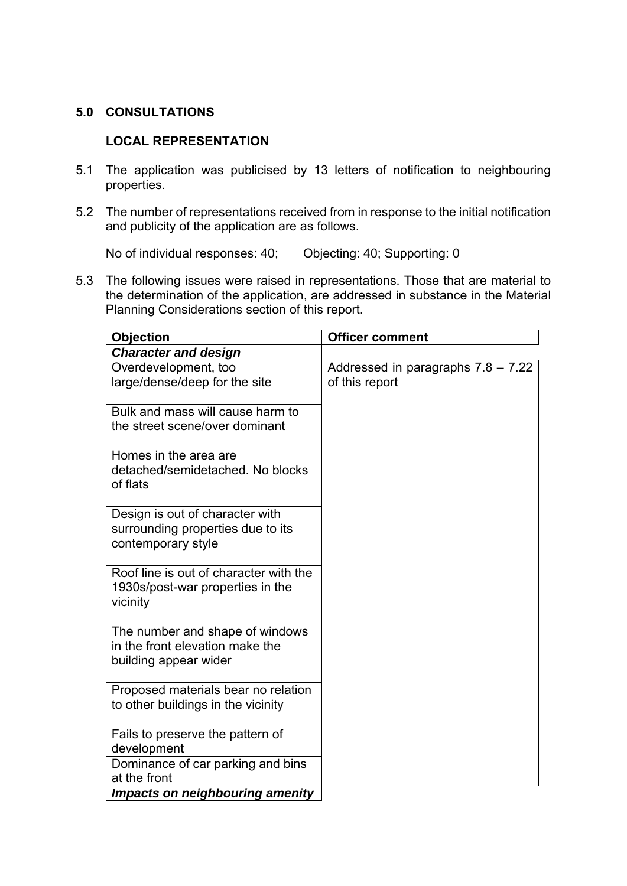## 5.0 CONSULTATIONS

### LOCAL REPRESENTATION

5.1 The application was publicised by 13 letters of notification to neighbouring properties.

5.2 The number of representations received from in response to the initial notification and publicity of the application are as follows.

No of individual responses: 40; Objecting: 40; Supporting: 0

5.3 The following issues were raised in representations. Those that are material to the determination of the application, are addressed in substance in the Material Planning Considerations section of this report.

| Objection | Officer comment |
|---|---|
| ***Character and design*** | |
| Overdevelopment, too large/dense/deep for the site | Addressed in paragraphs 7.8 – 7.22 of this report |
| Bulk and mass will cause harm to the street scene/over dominant | |
| Homes in the area are detached/semidetached. No blocks of flats | |
| Design is out of character with surrounding properties due to its contemporary style | |
| Roof line is out of character with the 1930s/post-war properties in the vicinity | |
| The number and shape of windows in the front elevation make the building appear wider | |
| Proposed materials bear no relation to other buildings in the vicinity | |
| Fails to preserve the pattern of development | |
| Dominance of car parking and bins at the front | |
| ***Impacts on neighbouring amenity*** | |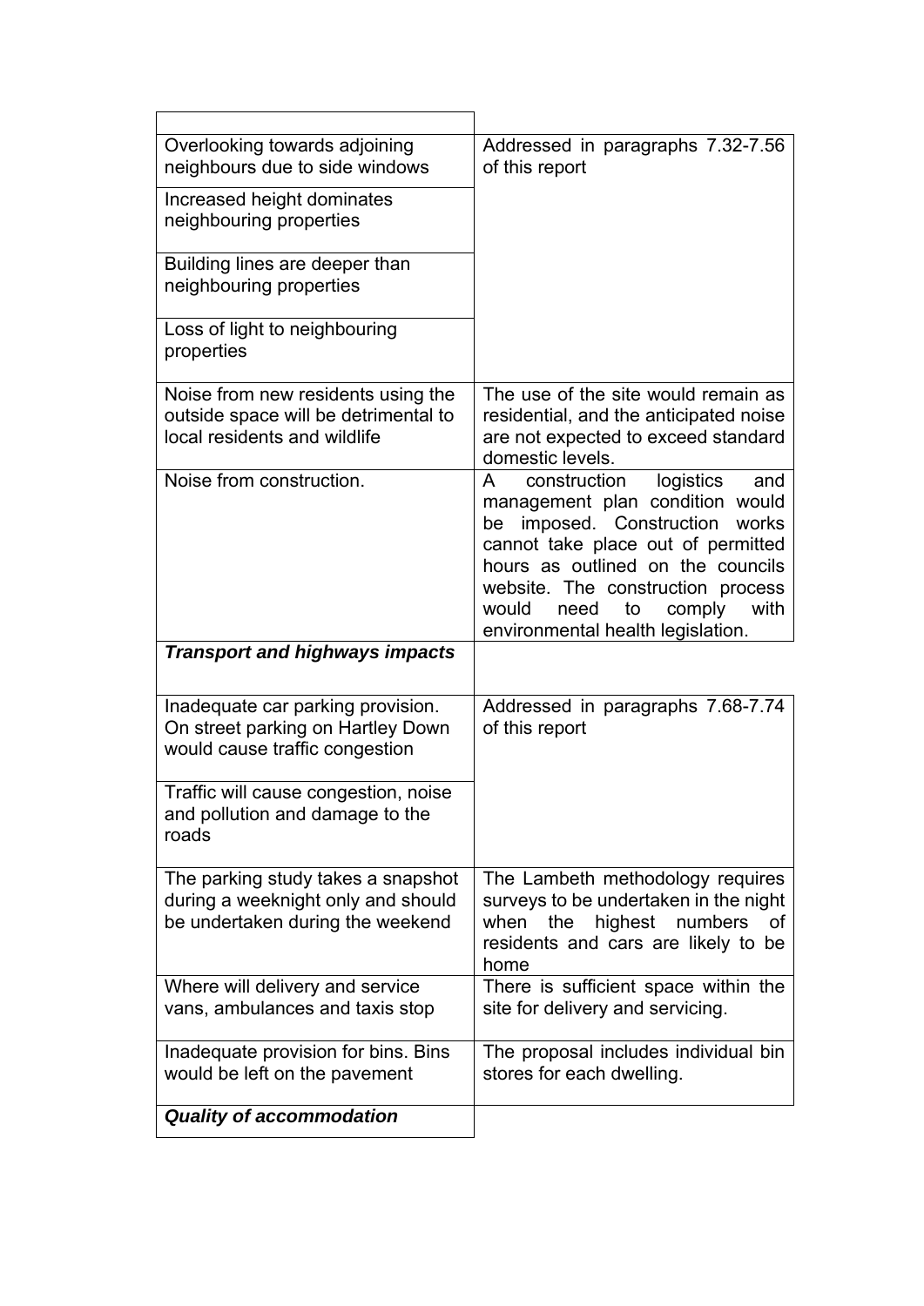| | |
|---|---|
| Overlooking towards adjoining neighbours due to side windows | Addressed in paragraphs 7.32-7.56 of this report |
| Increased height dominates neighbouring properties | |
| Building lines are deeper than neighbouring properties | |
| Loss of light to neighbouring properties | |
| Noise from new residents using the outside space will be detrimental to local residents and wildlife | The use of the site would remain as residential, and the anticipated noise are not expected to exceed standard domestic levels. |
| Noise from construction. | A construction logistics and management plan condition would be imposed. Construction works cannot take place out of permitted hours as outlined on the councils website. The construction process would need to comply with environmental health legislation. |
| ***Transport and highways impacts*** | |
| Inadequate car parking provision. On street parking on Hartley Down would cause traffic congestion | Addressed in paragraphs 7.68-7.74 of this report |
| Traffic will cause congestion, noise and pollution and damage to the roads | |
| The parking study takes a snapshot during a weeknight only and should be undertaken during the weekend | The Lambeth methodology requires surveys to be undertaken in the night when the highest numbers of residents and cars are likely to be home |
| Where will delivery and service vans, ambulances and taxis stop | There is sufficient space within the site for delivery and servicing. |
| Inadequate provision for bins. Bins would be left on the pavement | The proposal includes individual bin stores for each dwelling. |
| ***Quality of accommodation*** | |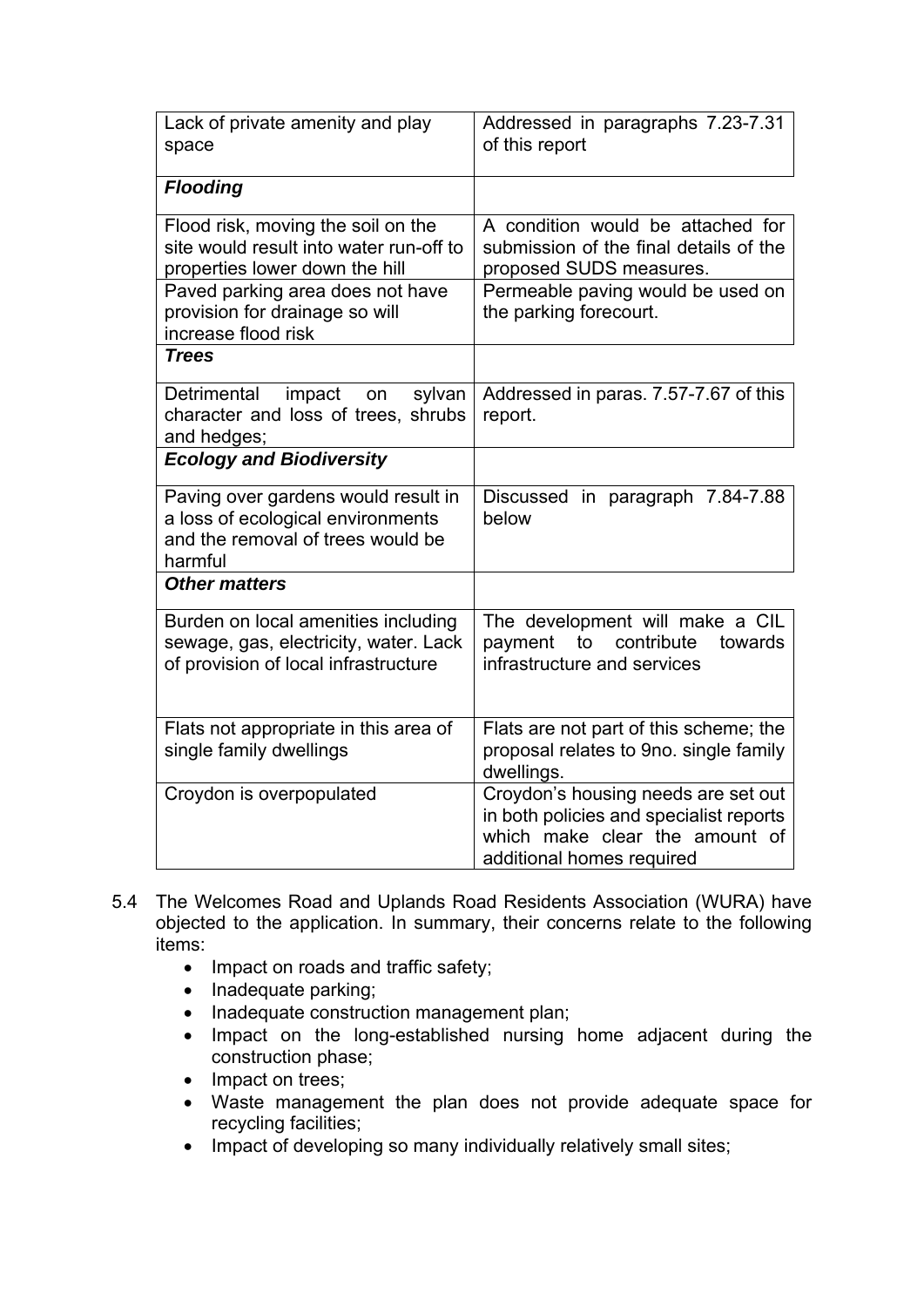| | |
|---|---|
| Lack of private amenity and play space | Addressed in paragraphs 7.23-7.31 of this report |
| ***Flooding*** | |
| Flood risk, moving the soil on the site would result into water run-off to properties lower down the hill | A condition would be attached for submission of the final details of the proposed SUDS measures. |
| Paved parking area does not have provision for drainage so will increase flood risk | Permeable paving would be used on the parking forecourt. |
| ***Trees*** | |
| Detrimental impact on sylvan character and loss of trees, shrubs and hedges; | Addressed in paras. 7.57-7.67 of this report. |
| ***Ecology and Biodiversity*** | |
| Paving over gardens would result in a loss of ecological environments and the removal of trees would be harmful | Discussed in paragraph 7.84-7.88 below |
| ***Other matters*** | |
| Burden on local amenities including sewage, gas, electricity, water. Lack of provision of local infrastructure | The development will make a CIL payment to contribute towards infrastructure and services |
| Flats not appropriate in this area of single family dwellings | Flats are not part of this scheme; the proposal relates to 9no. single family dwellings. |
| Croydon is overpopulated | Croydon's housing needs are set out in both policies and specialist reports which make clear the amount of additional homes required |

5.4 The Welcomes Road and Uplands Road Residents Association (WURA) have objected to the application. In summary, their concerns relate to the following items:

- Impact on roads and traffic safety;
- Inadequate parking;
- Inadequate construction management plan;
- Impact on the long-established nursing home adjacent during the construction phase;
- Impact on trees;
- Waste management the plan does not provide adequate space for recycling facilities;
- Impact of developing so many individually relatively small sites;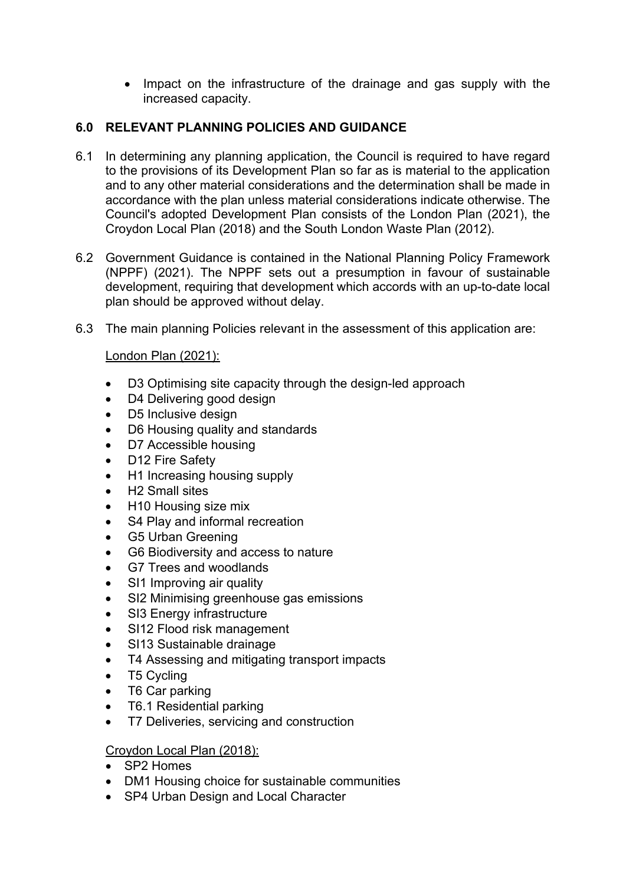- Impact on the infrastructure of the drainage and gas supply with the increased capacity.

## 6.0 RELEVANT PLANNING POLICIES AND GUIDANCE

6.1 In determining any planning application, the Council is required to have regard to the provisions of its Development Plan so far as is material to the application and to any other material considerations and the determination shall be made in accordance with the plan unless material considerations indicate otherwise. The Council's adopted Development Plan consists of the London Plan (2021), the Croydon Local Plan (2018) and the South London Waste Plan (2012).

6.2 Government Guidance is contained in the National Planning Policy Framework (NPPF) (2021). The NPPF sets out a presumption in favour of sustainable development, requiring that development which accords with an up-to-date local plan should be approved without delay.

6.3 The main planning Policies relevant in the assessment of this application are:

London Plan (2021):

- D3 Optimising site capacity through the design-led approach
- D4 Delivering good design
- D5 Inclusive design
- D6 Housing quality and standards
- D7 Accessible housing
- D12 Fire Safety
- H1 Increasing housing supply
- H2 Small sites
- H10 Housing size mix
- S4 Play and informal recreation
- G5 Urban Greening
- G6 Biodiversity and access to nature
- G7 Trees and woodlands
- SI1 Improving air quality
- SI2 Minimising greenhouse gas emissions
- SI3 Energy infrastructure
- SI12 Flood risk management
- SI13 Sustainable drainage
- T4 Assessing and mitigating transport impacts
- T5 Cycling
- T6 Car parking
- T6.1 Residential parking
- T7 Deliveries, servicing and construction

Croydon Local Plan (2018):

- SP2 Homes
- DM1 Housing choice for sustainable communities
- SP4 Urban Design and Local Character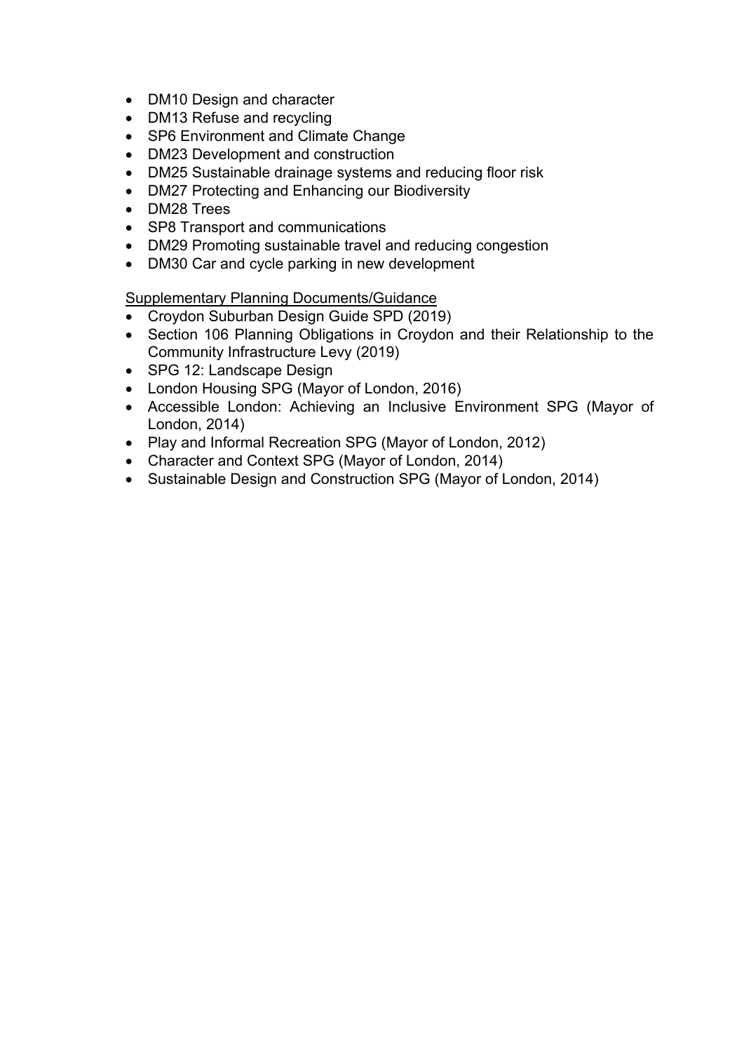- DM10 Design and character
- DM13 Refuse and recycling
- SP6 Environment and Climate Change
- DM23 Development and construction
- DM25 Sustainable drainage systems and reducing floor risk
- DM27 Protecting and Enhancing our Biodiversity
- DM28 Trees
- SP8 Transport and communications
- DM29 Promoting sustainable travel and reducing congestion
- DM30 Car and cycle parking in new development

<u>Supplementary Planning Documents/Guidance</u>

- Croydon Suburban Design Guide SPD (2019)
- Section 106 Planning Obligations in Croydon and their Relationship to the Community Infrastructure Levy (2019)
- SPG 12: Landscape Design
- London Housing SPG (Mayor of London, 2016)
- Accessible London: Achieving an Inclusive Environment SPG (Mayor of London, 2014)
- Play and Informal Recreation SPG (Mayor of London, 2012)
- Character and Context SPG (Mayor of London, 2014)
- Sustainable Design and Construction SPG (Mayor of London, 2014)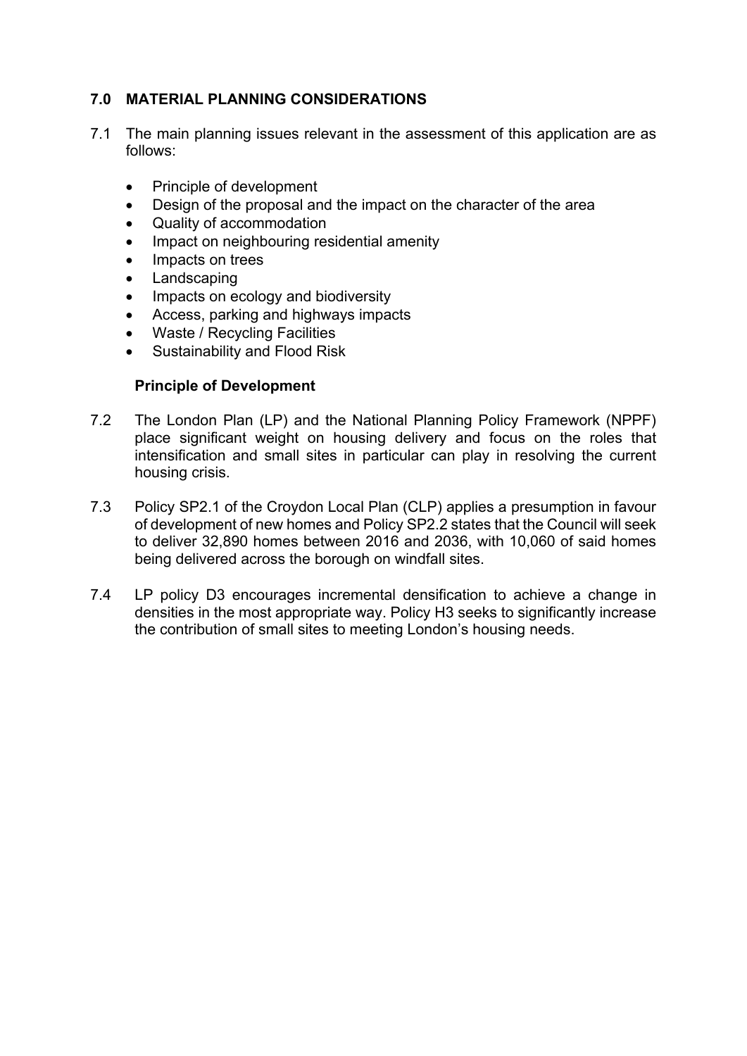## 7.0 MATERIAL PLANNING CONSIDERATIONS

7.1 The main planning issues relevant in the assessment of this application are as follows:

- Principle of development
- Design of the proposal and the impact on the character of the area
- Quality of accommodation
- Impact on neighbouring residential amenity
- Impacts on trees
- Landscaping
- Impacts on ecology and biodiversity
- Access, parking and highways impacts
- Waste / Recycling Facilities
- Sustainability and Flood Risk

### Principle of Development

7.2 The London Plan (LP) and the National Planning Policy Framework (NPPF) place significant weight on housing delivery and focus on the roles that intensification and small sites in particular can play in resolving the current housing crisis.

7.3 Policy SP2.1 of the Croydon Local Plan (CLP) applies a presumption in favour of development of new homes and Policy SP2.2 states that the Council will seek to deliver 32,890 homes between 2016 and 2036, with 10,060 of said homes being delivered across the borough on windfall sites.

7.4 LP policy D3 encourages incremental densification to achieve a change in densities in the most appropriate way. Policy H3 seeks to significantly increase the contribution of small sites to meeting London's housing needs.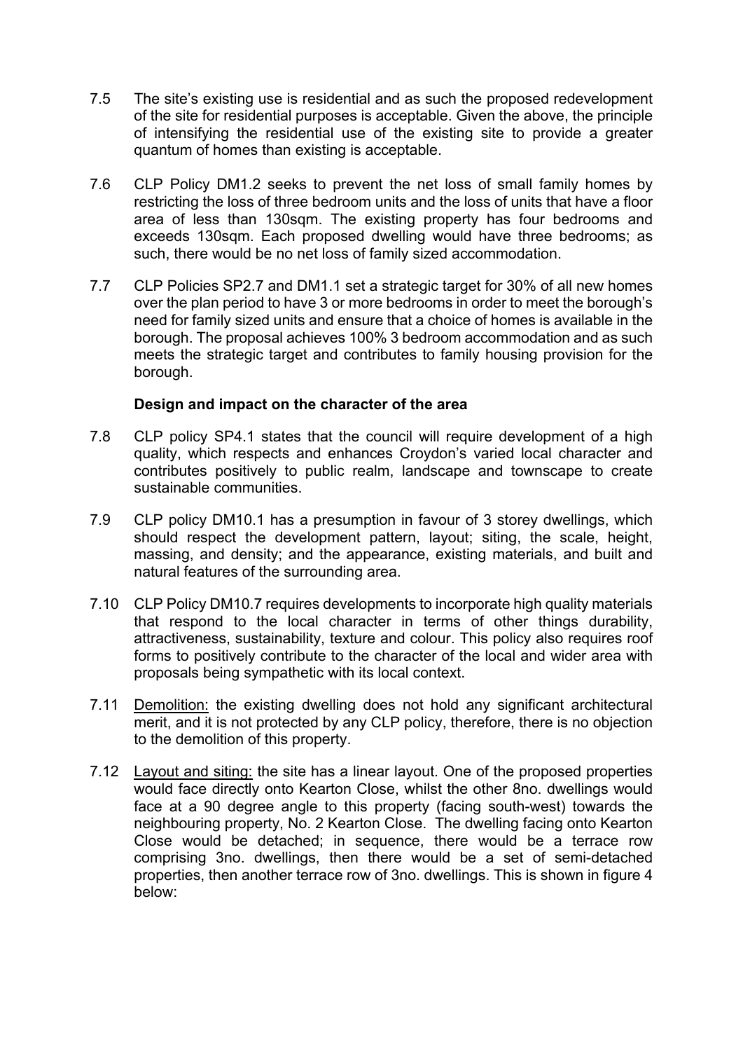7.5 The site's existing use is residential and as such the proposed redevelopment of the site for residential purposes is acceptable. Given the above, the principle of intensifying the residential use of the existing site to provide a greater quantum of homes than existing is acceptable.

7.6 CLP Policy DM1.2 seeks to prevent the net loss of small family homes by restricting the loss of three bedroom units and the loss of units that have a floor area of less than 130sqm. The existing property has four bedrooms and exceeds 130sqm. Each proposed dwelling would have three bedrooms; as such, there would be no net loss of family sized accommodation.

7.7 CLP Policies SP2.7 and DM1.1 set a strategic target for 30% of all new homes over the plan period to have 3 or more bedrooms in order to meet the borough's need for family sized units and ensure that a choice of homes is available in the borough. The proposal achieves 100% 3 bedroom accommodation and as such meets the strategic target and contributes to family housing provision for the borough.

**Design and impact on the character of the area**

7.8 CLP policy SP4.1 states that the council will require development of a high quality, which respects and enhances Croydon's varied local character and contributes positively to public realm, landscape and townscape to create sustainable communities.

7.9 CLP policy DM10.1 has a presumption in favour of 3 storey dwellings, which should respect the development pattern, layout; siting, the scale, height, massing, and density; and the appearance, existing materials, and built and natural features of the surrounding area.

7.10 CLP Policy DM10.7 requires developments to incorporate high quality materials that respond to the local character in terms of other things durability, attractiveness, sustainability, texture and colour. This policy also requires roof forms to positively contribute to the character of the local and wider area with proposals being sympathetic with its local context.

7.11 Demolition: the existing dwelling does not hold any significant architectural merit, and it is not protected by any CLP policy, therefore, there is no objection to the demolition of this property.

7.12 Layout and siting: the site has a linear layout. One of the proposed properties would face directly onto Kearton Close, whilst the other 8no. dwellings would face at a 90 degree angle to this property (facing south-west) towards the neighbouring property, No. 2 Kearton Close. The dwelling facing onto Kearton Close would be detached; in sequence, there would be a terrace row comprising 3no. dwellings, then there would be a set of semi-detached properties, then another terrace row of 3no. dwellings. This is shown in figure 4 below: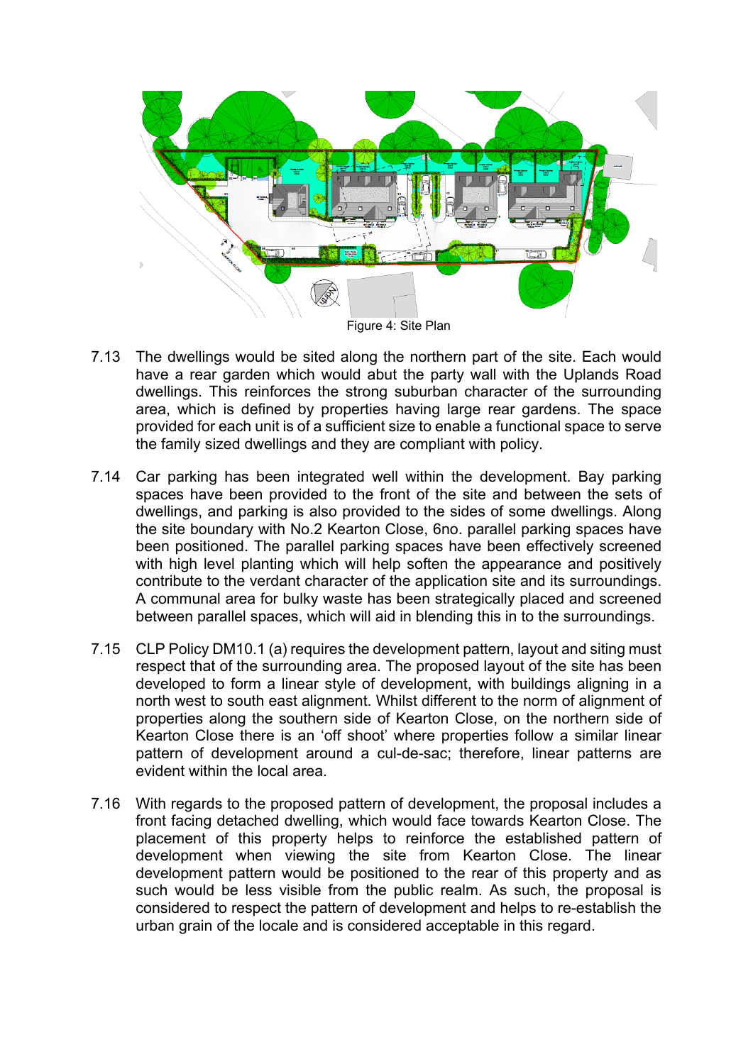Figure 4: Site Plan

7.13 The dwellings would be sited along the northern part of the site. Each would have a rear garden which would abut the party wall with the Uplands Road dwellings. This reinforces the strong suburban character of the surrounding area, which is defined by properties having large rear gardens. The space provided for each unit is of a sufficient size to enable a functional space to serve the family sized dwellings and they are compliant with policy.

7.14 Car parking has been integrated well within the development. Bay parking spaces have been provided to the front of the site and between the sets of dwellings, and parking is also provided to the sides of some dwellings. Along the site boundary with No.2 Kearton Close, 6no. parallel parking spaces have been positioned. The parallel parking spaces have been effectively screened with high level planting which will help soften the appearance and positively contribute to the verdant character of the application site and its surroundings. A communal area for bulky waste has been strategically placed and screened between parallel spaces, which will aid in blending this in to the surroundings.

7.15 CLP Policy DM10.1 (a) requires the development pattern, layout and siting must respect that of the surrounding area. The proposed layout of the site has been developed to form a linear style of development, with buildings aligning in a north west to south east alignment. Whilst different to the norm of alignment of properties along the southern side of Kearton Close, on the northern side of Kearton Close there is an 'off shoot' where properties follow a similar linear pattern of development around a cul-de-sac; therefore, linear patterns are evident within the local area.

7.16 With regards to the proposed pattern of development, the proposal includes a front facing detached dwelling, which would face towards Kearton Close. The placement of this property helps to reinforce the established pattern of development when viewing the site from Kearton Close. The linear development pattern would be positioned to the rear of this property and as such would be less visible from the public realm. As such, the proposal is considered to respect the pattern of development and helps to re-establish the urban grain of the locale and is considered acceptable in this regard.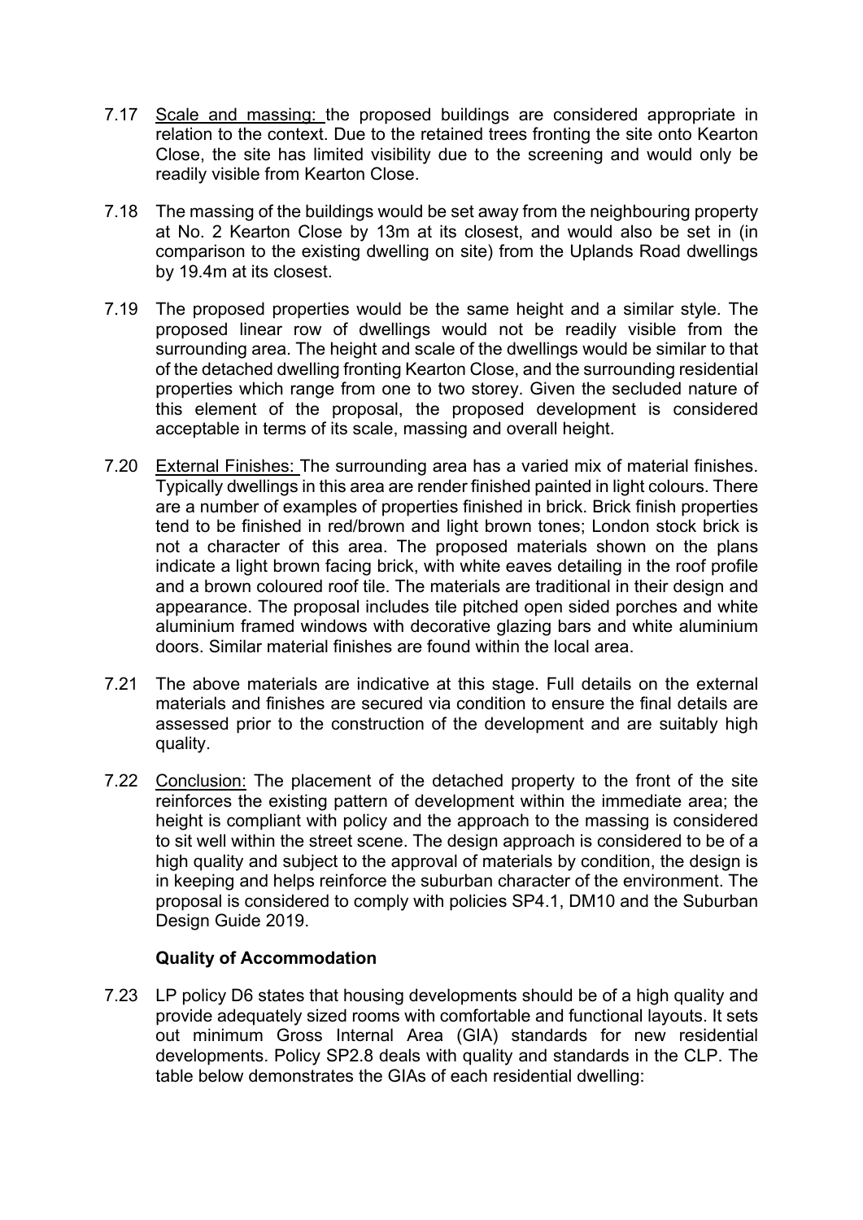7.17 Scale and massing: the proposed buildings are considered appropriate in relation to the context. Due to the retained trees fronting the site onto Kearton Close, the site has limited visibility due to the screening and would only be readily visible from Kearton Close.

7.18 The massing of the buildings would be set away from the neighbouring property at No. 2 Kearton Close by 13m at its closest, and would also be set in (in comparison to the existing dwelling on site) from the Uplands Road dwellings by 19.4m at its closest.

7.19 The proposed properties would be the same height and a similar style. The proposed linear row of dwellings would not be readily visible from the surrounding area. The height and scale of the dwellings would be similar to that of the detached dwelling fronting Kearton Close, and the surrounding residential properties which range from one to two storey. Given the secluded nature of this element of the proposal, the proposed development is considered acceptable in terms of its scale, massing and overall height.

7.20 External Finishes: The surrounding area has a varied mix of material finishes. Typically dwellings in this area are render finished painted in light colours. There are a number of examples of properties finished in brick. Brick finish properties tend to be finished in red/brown and light brown tones; London stock brick is not a character of this area. The proposed materials shown on the plans indicate a light brown facing brick, with white eaves detailing in the roof profile and a brown coloured roof tile. The materials are traditional in their design and appearance. The proposal includes tile pitched open sided porches and white aluminium framed windows with decorative glazing bars and white aluminium doors. Similar material finishes are found within the local area.

7.21 The above materials are indicative at this stage. Full details on the external materials and finishes are secured via condition to ensure the final details are assessed prior to the construction of the development and are suitably high quality.

7.22 Conclusion: The placement of the detached property to the front of the site reinforces the existing pattern of development within the immediate area; the height is compliant with policy and the approach to the massing is considered to sit well within the street scene. The design approach is considered to be of a high quality and subject to the approval of materials by condition, the design is in keeping and helps reinforce the suburban character of the environment. The proposal is considered to comply with policies SP4.1, DM10 and the Suburban Design Guide 2019.

### Quality of Accommodation

7.23 LP policy D6 states that housing developments should be of a high quality and provide adequately sized rooms with comfortable and functional layouts. It sets out minimum Gross Internal Area (GIA) standards for new residential developments. Policy SP2.8 deals with quality and standards in the CLP. The table below demonstrates the GIAs of each residential dwelling: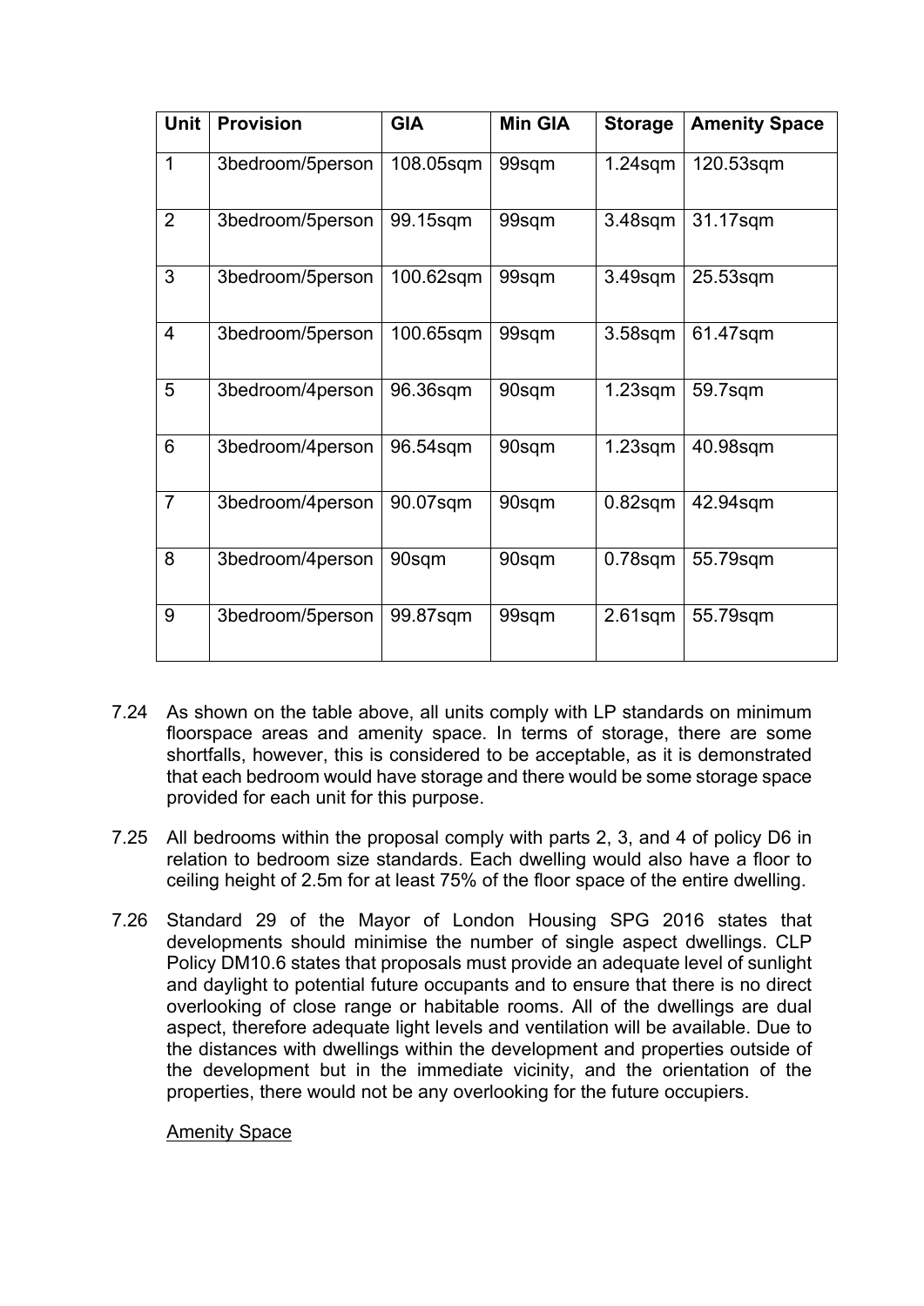| Unit | Provision | GIA | Min GIA | Storage | Amenity Space |
|---|---|---|---|---|---|
| 1 | 3bedroom/5person | 108.05sqm | 99sqm | 1.24sqm | 120.53sqm |
| 2 | 3bedroom/5person | 99.15sqm | 99sqm | 3.48sqm | 31.17sqm |
| 3 | 3bedroom/5person | 100.62sqm | 99sqm | 3.49sqm | 25.53sqm |
| 4 | 3bedroom/5person | 100.65sqm | 99sqm | 3.58sqm | 61.47sqm |
| 5 | 3bedroom/4person | 96.36sqm | 90sqm | 1.23sqm | 59.7sqm |
| 6 | 3bedroom/4person | 96.54sqm | 90sqm | 1.23sqm | 40.98sqm |
| 7 | 3bedroom/4person | 90.07sqm | 90sqm | 0.82sqm | 42.94sqm |
| 8 | 3bedroom/4person | 90sqm | 90sqm | 0.78sqm | 55.79sqm |
| 9 | 3bedroom/5person | 99.87sqm | 99sqm | 2.61sqm | 55.79sqm |

7.24 As shown on the table above, all units comply with LP standards on minimum floorspace areas and amenity space. In terms of storage, there are some shortfalls, however, this is considered to be acceptable, as it is demonstrated that each bedroom would have storage and there would be some storage space provided for each unit for this purpose.

7.25 All bedrooms within the proposal comply with parts 2, 3, and 4 of policy D6 in relation to bedroom size standards. Each dwelling would also have a floor to ceiling height of 2.5m for at least 75% of the floor space of the entire dwelling.

7.26 Standard 29 of the Mayor of London Housing SPG 2016 states that developments should minimise the number of single aspect dwellings. CLP Policy DM10.6 states that proposals must provide an adequate level of sunlight and daylight to potential future occupants and to ensure that there is no direct overlooking of close range or habitable rooms. All of the dwellings are dual aspect, therefore adequate light levels and ventilation will be available. Due to the distances with dwellings within the development and properties outside of the development but in the immediate vicinity, and the orientation of the properties, there would not be any overlooking for the future occupiers.

Amenity Space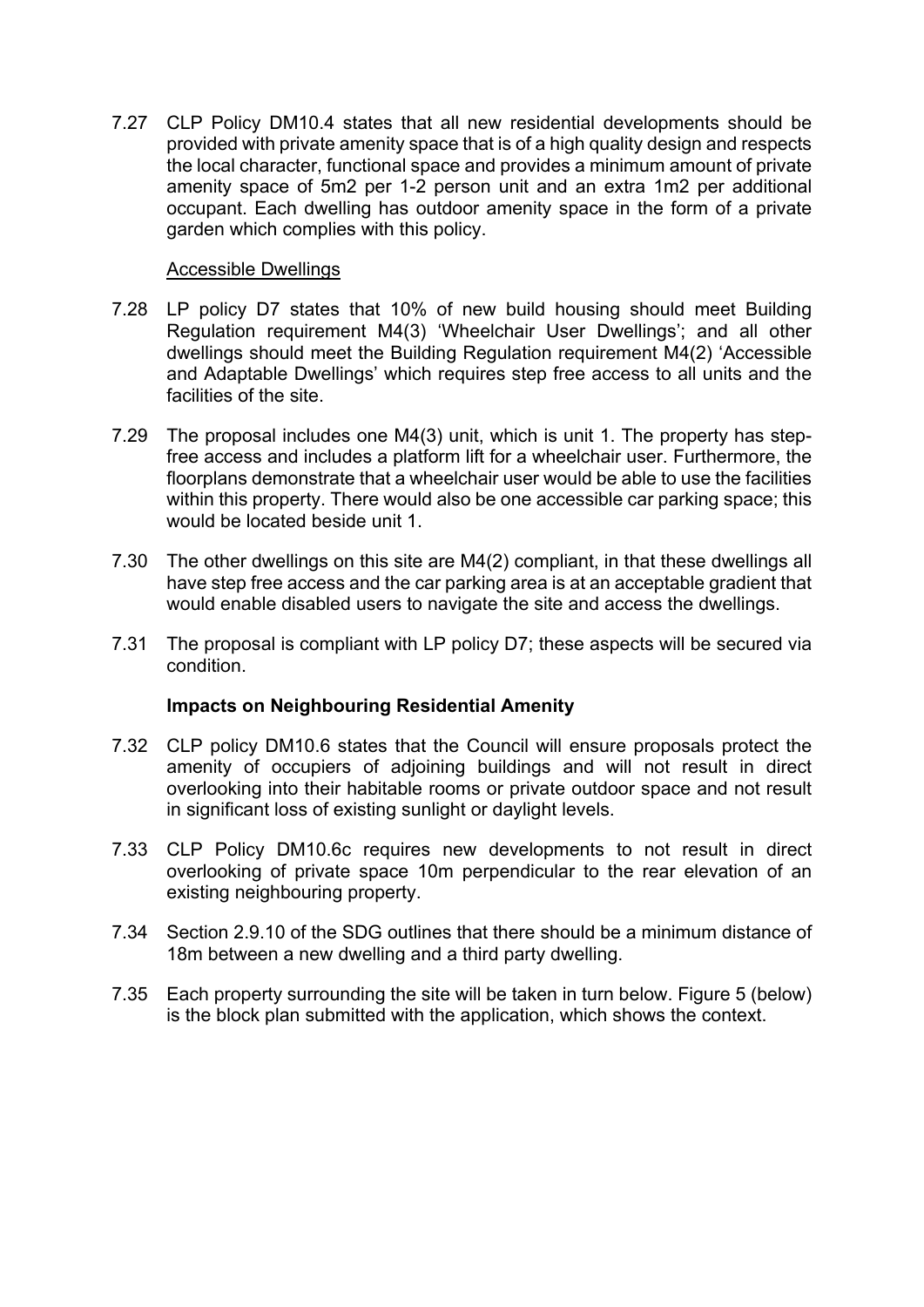7.27 CLP Policy DM10.4 states that all new residential developments should be provided with private amenity space that is of a high quality design and respects the local character, functional space and provides a minimum amount of private amenity space of 5m2 per 1-2 person unit and an extra 1m2 per additional occupant. Each dwelling has outdoor amenity space in the form of a private garden which complies with this policy.

<u>Accessible Dwellings</u>

7.28 LP policy D7 states that 10% of new build housing should meet Building Regulation requirement M4(3) 'Wheelchair User Dwellings'; and all other dwellings should meet the Building Regulation requirement M4(2) 'Accessible and Adaptable Dwellings' which requires step free access to all units and the facilities of the site.

7.29 The proposal includes one M4(3) unit, which is unit 1. The property has step-free access and includes a platform lift for a wheelchair user. Furthermore, the floorplans demonstrate that a wheelchair user would be able to use the facilities within this property. There would also be one accessible car parking space; this would be located beside unit 1.

7.30 The other dwellings on this site are M4(2) compliant, in that these dwellings all have step free access and the car parking area is at an acceptable gradient that would enable disabled users to navigate the site and access the dwellings.

7.31 The proposal is compliant with LP policy D7; these aspects will be secured via condition.

**Impacts on Neighbouring Residential Amenity**

7.32 CLP policy DM10.6 states that the Council will ensure proposals protect the amenity of occupiers of adjoining buildings and will not result in direct overlooking into their habitable rooms or private outdoor space and not result in significant loss of existing sunlight or daylight levels.

7.33 CLP Policy DM10.6c requires new developments to not result in direct overlooking of private space 10m perpendicular to the rear elevation of an existing neighbouring property.

7.34 Section 2.9.10 of the SDG outlines that there should be a minimum distance of 18m between a new dwelling and a third party dwelling.

7.35 Each property surrounding the site will be taken in turn below. Figure 5 (below) is the block plan submitted with the application, which shows the context.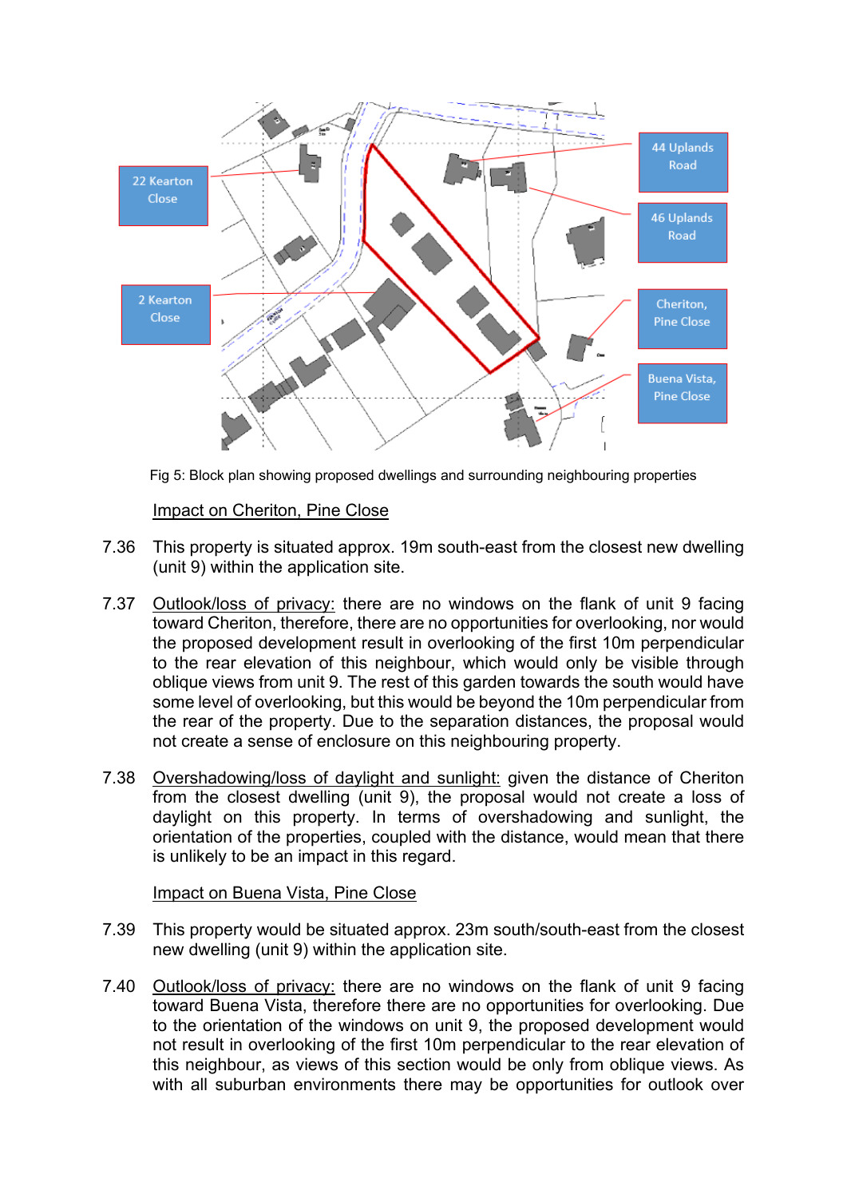Fig 5: Block plan showing proposed dwellings and surrounding neighbouring properties

Impact on Cheriton, Pine Close

7.36 This property is situated approx. 19m south-east from the closest new dwelling (unit 9) within the application site.

7.37 Outlook/loss of privacy: there are no windows on the flank of unit 9 facing toward Cheriton, therefore, there are no opportunities for overlooking, nor would the proposed development result in overlooking of the first 10m perpendicular to the rear elevation of this neighbour, which would only be visible through oblique views from unit 9. The rest of this garden towards the south would have some level of overlooking, but this would be beyond the 10m perpendicular from the rear of the property. Due to the separation distances, the proposal would not create a sense of enclosure on this neighbouring property.

7.38 Overshadowing/loss of daylight and sunlight: given the distance of Cheriton from the closest dwelling (unit 9), the proposal would not create a loss of daylight on this property. In terms of overshadowing and sunlight, the orientation of the properties, coupled with the distance, would mean that there is unlikely to be an impact in this regard.

Impact on Buena Vista, Pine Close

7.39 This property would be situated approx. 23m south/south-east from the closest new dwelling (unit 9) within the application site.

7.40 Outlook/loss of privacy: there are no windows on the flank of unit 9 facing toward Buena Vista, therefore there are no opportunities for overlooking. Due to the orientation of the windows on unit 9, the proposed development would not result in overlooking of the first 10m perpendicular to the rear elevation of this neighbour, as views of this section would be only from oblique views. As with all suburban environments there may be opportunities for outlook over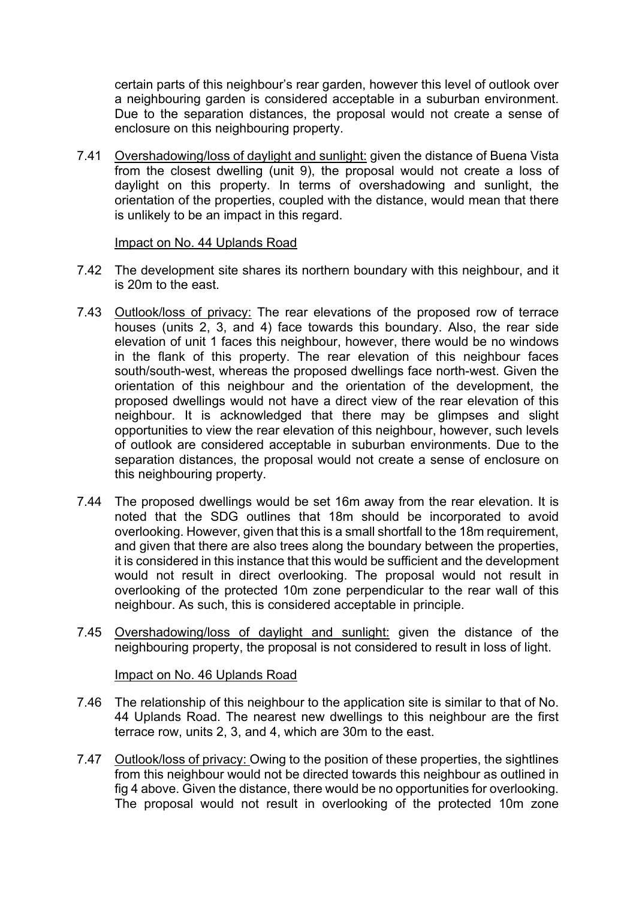certain parts of this neighbour's rear garden, however this level of outlook over a neighbouring garden is considered acceptable in a suburban environment. Due to the separation distances, the proposal would not create a sense of enclosure on this neighbouring property.

7.41 Overshadowing/loss of daylight and sunlight: given the distance of Buena Vista from the closest dwelling (unit 9), the proposal would not create a loss of daylight on this property. In terms of overshadowing and sunlight, the orientation of the properties, coupled with the distance, would mean that there is unlikely to be an impact in this regard.

Impact on No. 44 Uplands Road

7.42 The development site shares its northern boundary with this neighbour, and it is 20m to the east.

7.43 Outlook/loss of privacy: The rear elevations of the proposed row of terrace houses (units 2, 3, and 4) face towards this boundary. Also, the rear side elevation of unit 1 faces this neighbour, however, there would be no windows in the flank of this property. The rear elevation of this neighbour faces south/south-west, whereas the proposed dwellings face north-west. Given the orientation of this neighbour and the orientation of the development, the proposed dwellings would not have a direct view of the rear elevation of this neighbour. It is acknowledged that there may be glimpses and slight opportunities to view the rear elevation of this neighbour, however, such levels of outlook are considered acceptable in suburban environments. Due to the separation distances, the proposal would not create a sense of enclosure on this neighbouring property.

7.44 The proposed dwellings would be set 16m away from the rear elevation. It is noted that the SDG outlines that 18m should be incorporated to avoid overlooking. However, given that this is a small shortfall to the 18m requirement, and given that there are also trees along the boundary between the properties, it is considered in this instance that this would be sufficient and the development would not result in direct overlooking. The proposal would not result in overlooking of the protected 10m zone perpendicular to the rear wall of this neighbour. As such, this is considered acceptable in principle.

7.45 Overshadowing/loss of daylight and sunlight: given the distance of the neighbouring property, the proposal is not considered to result in loss of light.

Impact on No. 46 Uplands Road

7.46 The relationship of this neighbour to the application site is similar to that of No. 44 Uplands Road. The nearest new dwellings to this neighbour are the first terrace row, units 2, 3, and 4, which are 30m to the east.

7.47 Outlook/loss of privacy: Owing to the position of these properties, the sightlines from this neighbour would not be directed towards this neighbour as outlined in fig 4 above. Given the distance, there would be no opportunities for overlooking. The proposal would not result in overlooking of the protected 10m zone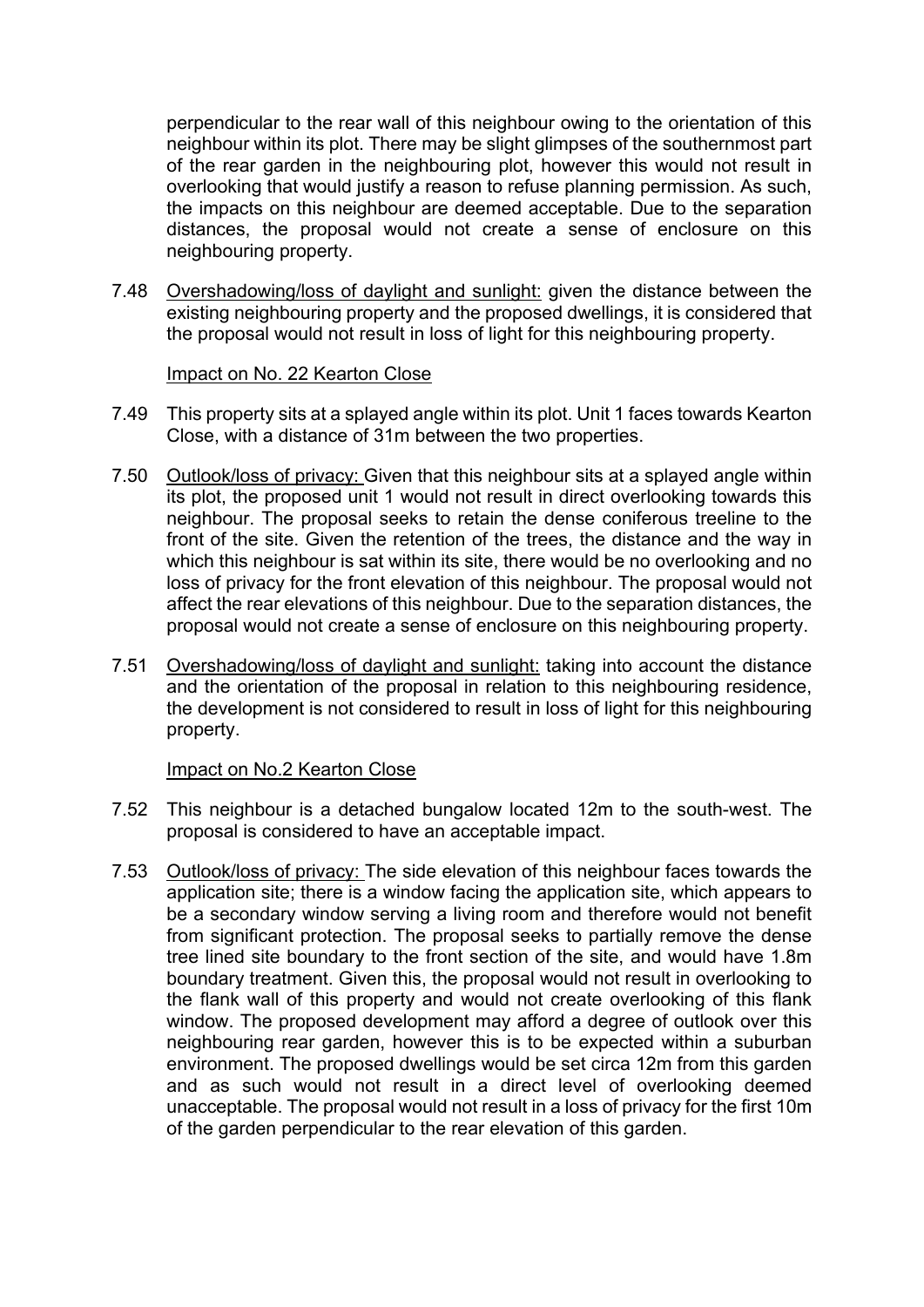perpendicular to the rear wall of this neighbour owing to the orientation of this neighbour within its plot. There may be slight glimpses of the southernmost part of the rear garden in the neighbouring plot, however this would not result in overlooking that would justify a reason to refuse planning permission. As such, the impacts on this neighbour are deemed acceptable. Due to the separation distances, the proposal would not create a sense of enclosure on this neighbouring property.

7.48 Overshadowing/loss of daylight and sunlight: given the distance between the existing neighbouring property and the proposed dwellings, it is considered that the proposal would not result in loss of light for this neighbouring property.

Impact on No. 22 Kearton Close

7.49 This property sits at a splayed angle within its plot. Unit 1 faces towards Kearton Close, with a distance of 31m between the two properties.

7.50 Outlook/loss of privacy: Given that this neighbour sits at a splayed angle within its plot, the proposed unit 1 would not result in direct overlooking towards this neighbour. The proposal seeks to retain the dense coniferous treeline to the front of the site. Given the retention of the trees, the distance and the way in which this neighbour is sat within its site, there would be no overlooking and no loss of privacy for the front elevation of this neighbour. The proposal would not affect the rear elevations of this neighbour. Due to the separation distances, the proposal would not create a sense of enclosure on this neighbouring property.

7.51 Overshadowing/loss of daylight and sunlight: taking into account the distance and the orientation of the proposal in relation to this neighbouring residence, the development is not considered to result in loss of light for this neighbouring property.

Impact on No.2 Kearton Close

7.52 This neighbour is a detached bungalow located 12m to the south-west. The proposal is considered to have an acceptable impact.

7.53 Outlook/loss of privacy: The side elevation of this neighbour faces towards the application site; there is a window facing the application site, which appears to be a secondary window serving a living room and therefore would not benefit from significant protection. The proposal seeks to partially remove the dense tree lined site boundary to the front section of the site, and would have 1.8m boundary treatment. Given this, the proposal would not result in overlooking to the flank wall of this property and would not create overlooking of this flank window. The proposed development may afford a degree of outlook over this neighbouring rear garden, however this is to be expected within a suburban environment. The proposed dwellings would be set circa 12m from this garden and as such would not result in a direct level of overlooking deemed unacceptable. The proposal would not result in a loss of privacy for the first 10m of the garden perpendicular to the rear elevation of this garden.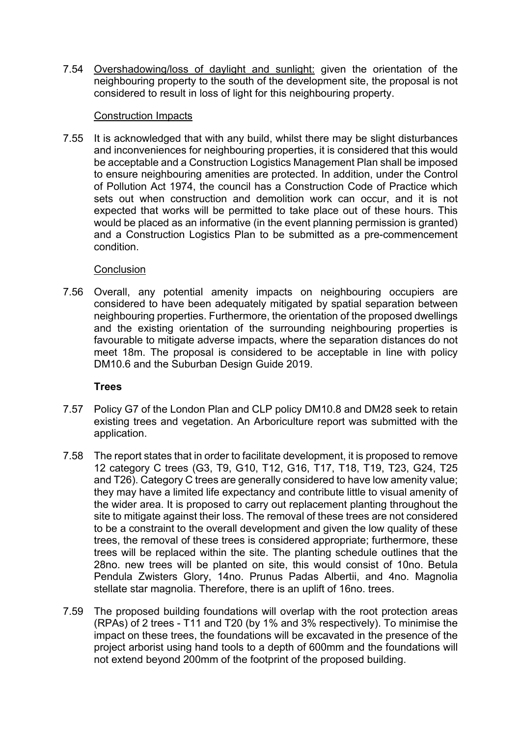7.54 Overshadowing/loss of daylight and sunlight: given the orientation of the neighbouring property to the south of the development site, the proposal is not considered to result in loss of light for this neighbouring property.

Construction Impacts

7.55 It is acknowledged that with any build, whilst there may be slight disturbances and inconveniences for neighbouring properties, it is considered that this would be acceptable and a Construction Logistics Management Plan shall be imposed to ensure neighbouring amenities are protected. In addition, under the Control of Pollution Act 1974, the council has a Construction Code of Practice which sets out when construction and demolition work can occur, and it is not expected that works will be permitted to take place out of these hours. This would be placed as an informative (in the event planning permission is granted) and a Construction Logistics Plan to be submitted as a pre-commencement condition.

Conclusion

7.56 Overall, any potential amenity impacts on neighbouring occupiers are considered to have been adequately mitigated by spatial separation between neighbouring properties. Furthermore, the orientation of the proposed dwellings and the existing orientation of the surrounding neighbouring properties is favourable to mitigate adverse impacts, where the separation distances do not meet 18m. The proposal is considered to be acceptable in line with policy DM10.6 and the Suburban Design Guide 2019.

**Trees**

7.57 Policy G7 of the London Plan and CLP policy DM10.8 and DM28 seek to retain existing trees and vegetation. An Arboriculture report was submitted with the application.

7.58 The report states that in order to facilitate development, it is proposed to remove 12 category C trees (G3, T9, G10, T12, G16, T17, T18, T19, T23, G24, T25 and T26). Category C trees are generally considered to have low amenity value; they may have a limited life expectancy and contribute little to visual amenity of the wider area. It is proposed to carry out replacement planting throughout the site to mitigate against their loss. The removal of these trees are not considered to be a constraint to the overall development and given the low quality of these trees, the removal of these trees is considered appropriate; furthermore, these trees will be replaced within the site. The planting schedule outlines that the 28no. new trees will be planted on site, this would consist of 10no. Betula Pendula Zwisters Glory, 14no. Prunus Padas Albertii, and 4no. Magnolia stellate star magnolia. Therefore, there is an uplift of 16no. trees.

7.59 The proposed building foundations will overlap with the root protection areas (RPAs) of 2 trees - T11 and T20 (by 1% and 3% respectively). To minimise the impact on these trees, the foundations will be excavated in the presence of the project arborist using hand tools to a depth of 600mm and the foundations will not extend beyond 200mm of the footprint of the proposed building.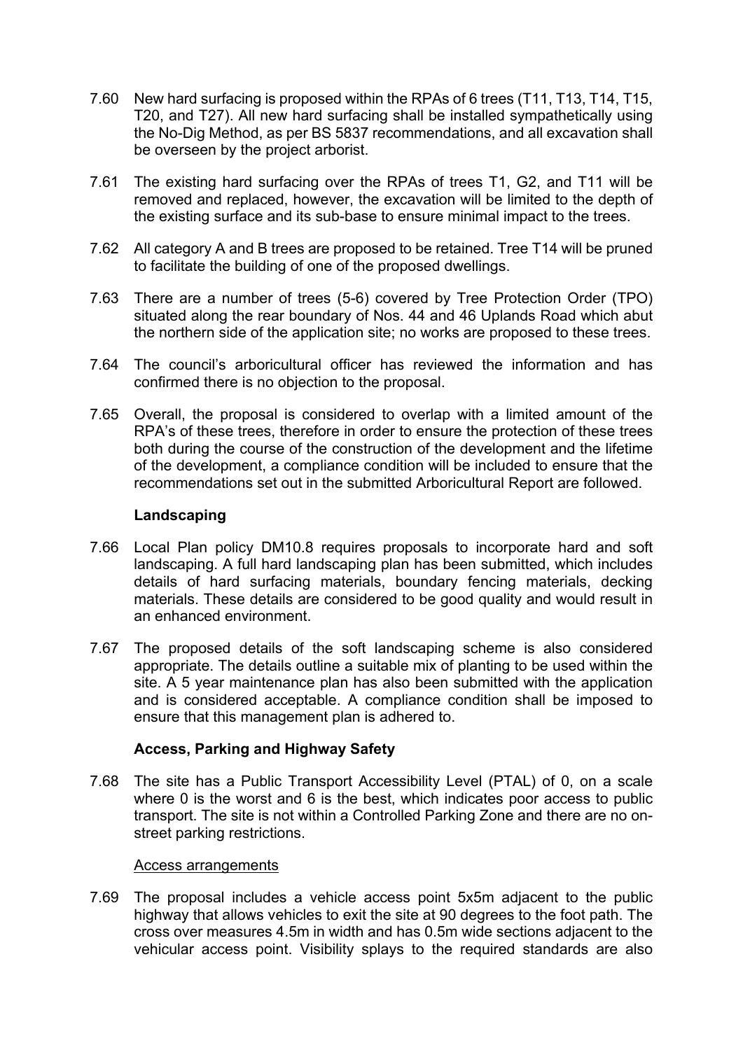7.60 New hard surfacing is proposed within the RPAs of 6 trees (T11, T13, T14, T15, T20, and T27). All new hard surfacing shall be installed sympathetically using the No-Dig Method, as per BS 5837 recommendations, and all excavation shall be overseen by the project arborist.

7.61 The existing hard surfacing over the RPAs of trees T1, G2, and T11 will be removed and replaced, however, the excavation will be limited to the depth of the existing surface and its sub-base to ensure minimal impact to the trees.

7.62 All category A and B trees are proposed to be retained. Tree T14 will be pruned to facilitate the building of one of the proposed dwellings.

7.63 There are a number of trees (5-6) covered by Tree Protection Order (TPO) situated along the rear boundary of Nos. 44 and 46 Uplands Road which abut the northern side of the application site; no works are proposed to these trees.

7.64 The council's arboricultural officer has reviewed the information and has confirmed there is no objection to the proposal.

7.65 Overall, the proposal is considered to overlap with a limited amount of the RPA's of these trees, therefore in order to ensure the protection of these trees both during the course of the construction of the development and the lifetime of the development, a compliance condition will be included to ensure that the recommendations set out in the submitted Arboricultural Report are followed.

**Landscaping**

7.66 Local Plan policy DM10.8 requires proposals to incorporate hard and soft landscaping. A full hard landscaping plan has been submitted, which includes details of hard surfacing materials, boundary fencing materials, decking materials. These details are considered to be good quality and would result in an enhanced environment.

7.67 The proposed details of the soft landscaping scheme is also considered appropriate. The details outline a suitable mix of planting to be used within the site. A 5 year maintenance plan has also been submitted with the application and is considered acceptable. A compliance condition shall be imposed to ensure that this management plan is adhered to.

**Access, Parking and Highway Safety**

7.68 The site has a Public Transport Accessibility Level (PTAL) of 0, on a scale where 0 is the worst and 6 is the best, which indicates poor access to public transport. The site is not within a Controlled Parking Zone and there are no on-street parking restrictions.

Access arrangements

7.69 The proposal includes a vehicle access point 5x5m adjacent to the public highway that allows vehicles to exit the site at 90 degrees to the foot path. The cross over measures 4.5m in width and has 0.5m wide sections adjacent to the vehicular access point. Visibility splays to the required standards are also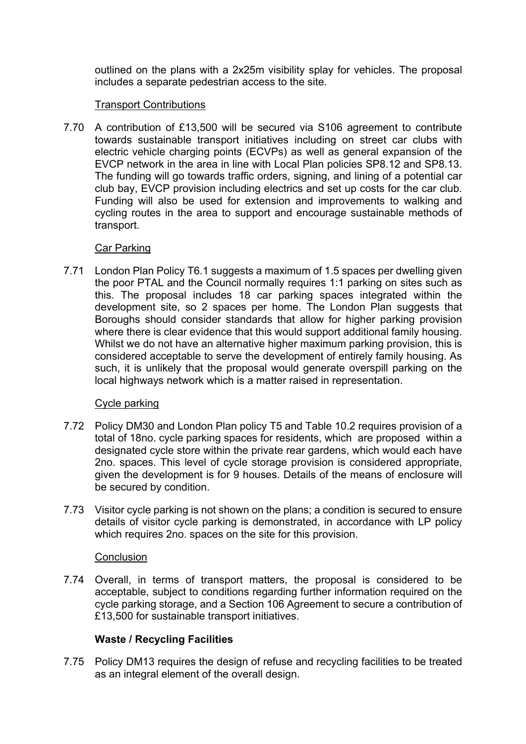outlined on the plans with a 2x25m visibility splay for vehicles. The proposal includes a separate pedestrian access to the site.

Transport Contributions

7.70 A contribution of £13,500 will be secured via S106 agreement to contribute towards sustainable transport initiatives including on street car clubs with electric vehicle charging points (ECVPs) as well as general expansion of the EVCP network in the area in line with Local Plan policies SP8.12 and SP8.13. The funding will go towards traffic orders, signing, and lining of a potential car club bay, EVCP provision including electrics and set up costs for the car club. Funding will also be used for extension and improvements to walking and cycling routes in the area to support and encourage sustainable methods of transport.

Car Parking

7.71 London Plan Policy T6.1 suggests a maximum of 1.5 spaces per dwelling given the poor PTAL and the Council normally requires 1:1 parking on sites such as this. The proposal includes 18 car parking spaces integrated within the development site, so 2 spaces per home. The London Plan suggests that Boroughs should consider standards that allow for higher parking provision where there is clear evidence that this would support additional family housing. Whilst we do not have an alternative higher maximum parking provision, this is considered acceptable to serve the development of entirely family housing. As such, it is unlikely that the proposal would generate overspill parking on the local highways network which is a matter raised in representation.

Cycle parking

7.72 Policy DM30 and London Plan policy T5 and Table 10.2 requires provision of a total of 18no. cycle parking spaces for residents, which are proposed within a designated cycle store within the private rear gardens, which would each have 2no. spaces. This level of cycle storage provision is considered appropriate, given the development is for 9 houses. Details of the means of enclosure will be secured by condition.

7.73 Visitor cycle parking is not shown on the plans; a condition is secured to ensure details of visitor cycle parking is demonstrated, in accordance with LP policy which requires 2no. spaces on the site for this provision.

Conclusion

7.74 Overall, in terms of transport matters, the proposal is considered to be acceptable, subject to conditions regarding further information required on the cycle parking storage, and a Section 106 Agreement to secure a contribution of £13,500 for sustainable transport initiatives.

**Waste / Recycling Facilities**

7.75 Policy DM13 requires the design of refuse and recycling facilities to be treated as an integral element of the overall design.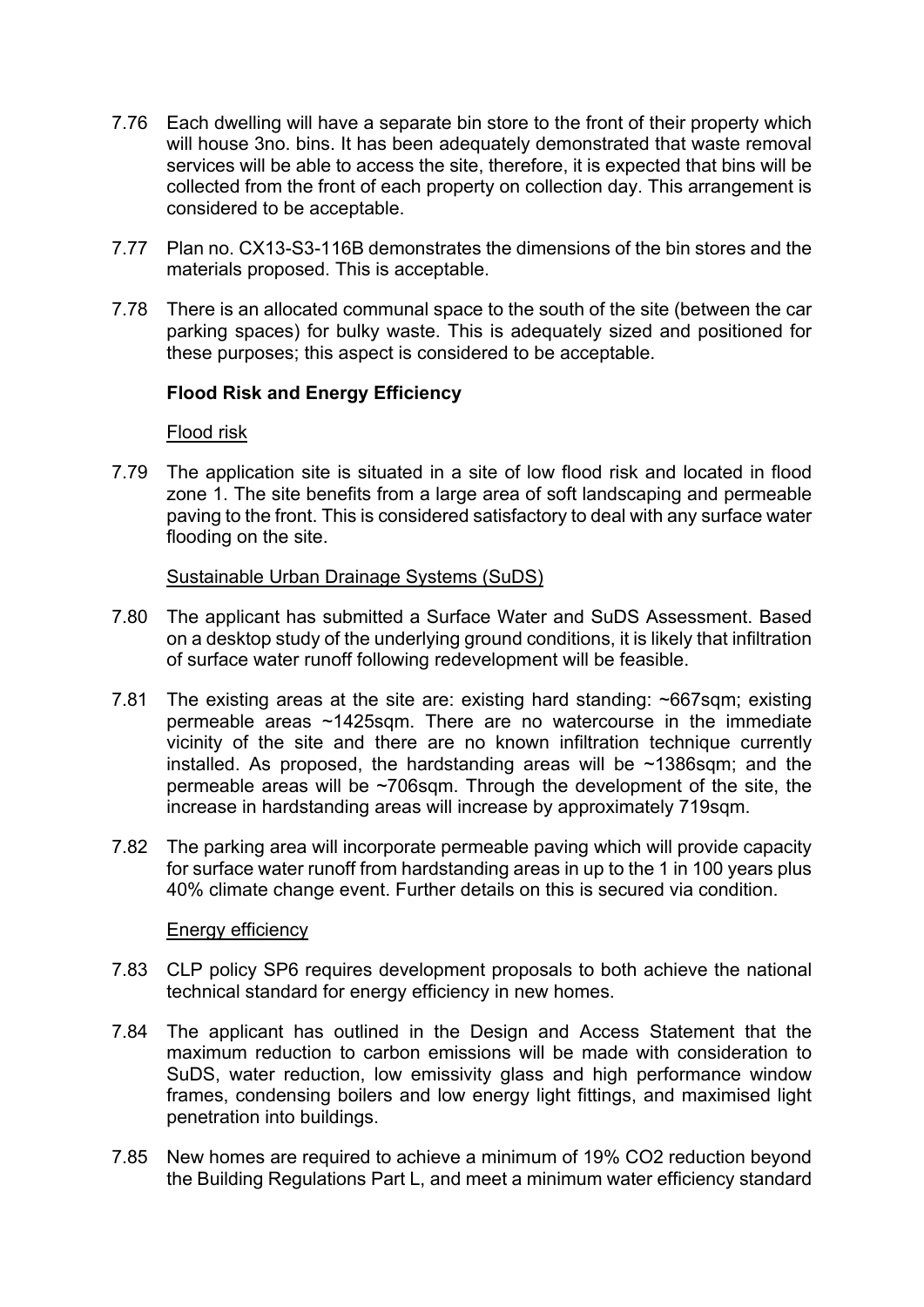7.76 Each dwelling will have a separate bin store to the front of their property which will house 3no. bins. It has been adequately demonstrated that waste removal services will be able to access the site, therefore, it is expected that bins will be collected from the front of each property on collection day. This arrangement is considered to be acceptable.

7.77 Plan no. CX13-S3-116B demonstrates the dimensions of the bin stores and the materials proposed. This is acceptable.

7.78 There is an allocated communal space to the south of the site (between the car parking spaces) for bulky waste. This is adequately sized and positioned for these purposes; this aspect is considered to be acceptable.

**Flood Risk and Energy Efficiency**

Flood risk

7.79 The application site is situated in a site of low flood risk and located in flood zone 1. The site benefits from a large area of soft landscaping and permeable paving to the front. This is considered satisfactory to deal with any surface water flooding on the site.

Sustainable Urban Drainage Systems (SuDS)

7.80 The applicant has submitted a Surface Water and SuDS Assessment. Based on a desktop study of the underlying ground conditions, it is likely that infiltration of surface water runoff following redevelopment will be feasible.

7.81 The existing areas at the site are: existing hard standing: ~667sqm; existing permeable areas ~1425sqm. There are no watercourse in the immediate vicinity of the site and there are no known infiltration technique currently installed. As proposed, the hardstanding areas will be ~1386sqm; and the permeable areas will be ~706sqm. Through the development of the site, the increase in hardstanding areas will increase by approximately 719sqm.

7.82 The parking area will incorporate permeable paving which will provide capacity for surface water runoff from hardstanding areas in up to the 1 in 100 years plus 40% climate change event. Further details on this is secured via condition.

Energy efficiency

7.83 CLP policy SP6 requires development proposals to both achieve the national technical standard for energy efficiency in new homes.

7.84 The applicant has outlined in the Design and Access Statement that the maximum reduction to carbon emissions will be made with consideration to SuDS, water reduction, low emissivity glass and high performance window frames, condensing boilers and low energy light fittings, and maximised light penetration into buildings.

7.85 New homes are required to achieve a minimum of 19% $CO_2$ reduction beyond the Building Regulations Part L, and meet a minimum water efficiency standard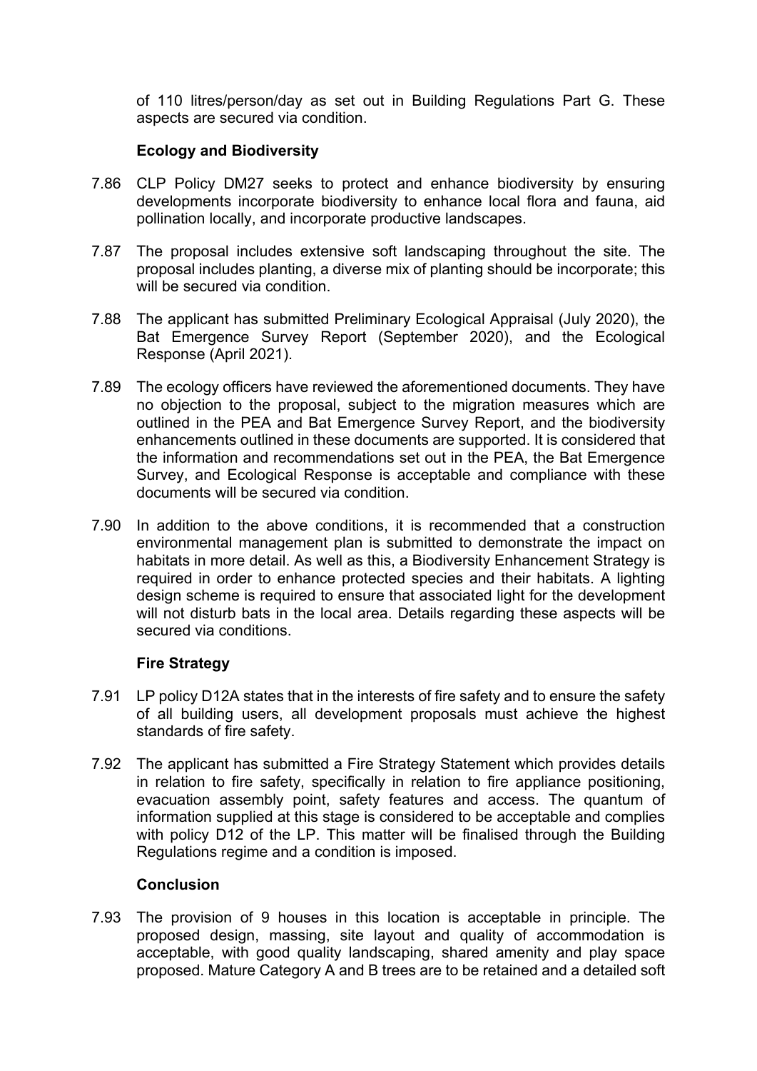of 110 litres/person/day as set out in Building Regulations Part G. These aspects are secured via condition.

**Ecology and Biodiversity**

7.86 CLP Policy DM27 seeks to protect and enhance biodiversity by ensuring developments incorporate biodiversity to enhance local flora and fauna, aid pollination locally, and incorporate productive landscapes.

7.87 The proposal includes extensive soft landscaping throughout the site. The proposal includes planting, a diverse mix of planting should be incorporate; this will be secured via condition.

7.88 The applicant has submitted Preliminary Ecological Appraisal (July 2020), the Bat Emergence Survey Report (September 2020), and the Ecological Response (April 2021).

7.89 The ecology officers have reviewed the aforementioned documents. They have no objection to the proposal, subject to the migration measures which are outlined in the PEA and Bat Emergence Survey Report, and the biodiversity enhancements outlined in these documents are supported. It is considered that the information and recommendations set out in the PEA, the Bat Emergence Survey, and Ecological Response is acceptable and compliance with these documents will be secured via condition.

7.90 In addition to the above conditions, it is recommended that a construction environmental management plan is submitted to demonstrate the impact on habitats in more detail. As well as this, a Biodiversity Enhancement Strategy is required in order to enhance protected species and their habitats. A lighting design scheme is required to ensure that associated light for the development will not disturb bats in the local area. Details regarding these aspects will be secured via conditions.

**Fire Strategy**

7.91 LP policy D12A states that in the interests of fire safety and to ensure the safety of all building users, all development proposals must achieve the highest standards of fire safety.

7.92 The applicant has submitted a Fire Strategy Statement which provides details in relation to fire safety, specifically in relation to fire appliance positioning, evacuation assembly point, safety features and access. The quantum of information supplied at this stage is considered to be acceptable and complies with policy D12 of the LP. This matter will be finalised through the Building Regulations regime and a condition is imposed.

**Conclusion**

7.93 The provision of 9 houses in this location is acceptable in principle. The proposed design, massing, site layout and quality of accommodation is acceptable, with good quality landscaping, shared amenity and play space proposed. Mature Category A and B trees are to be retained and a detailed soft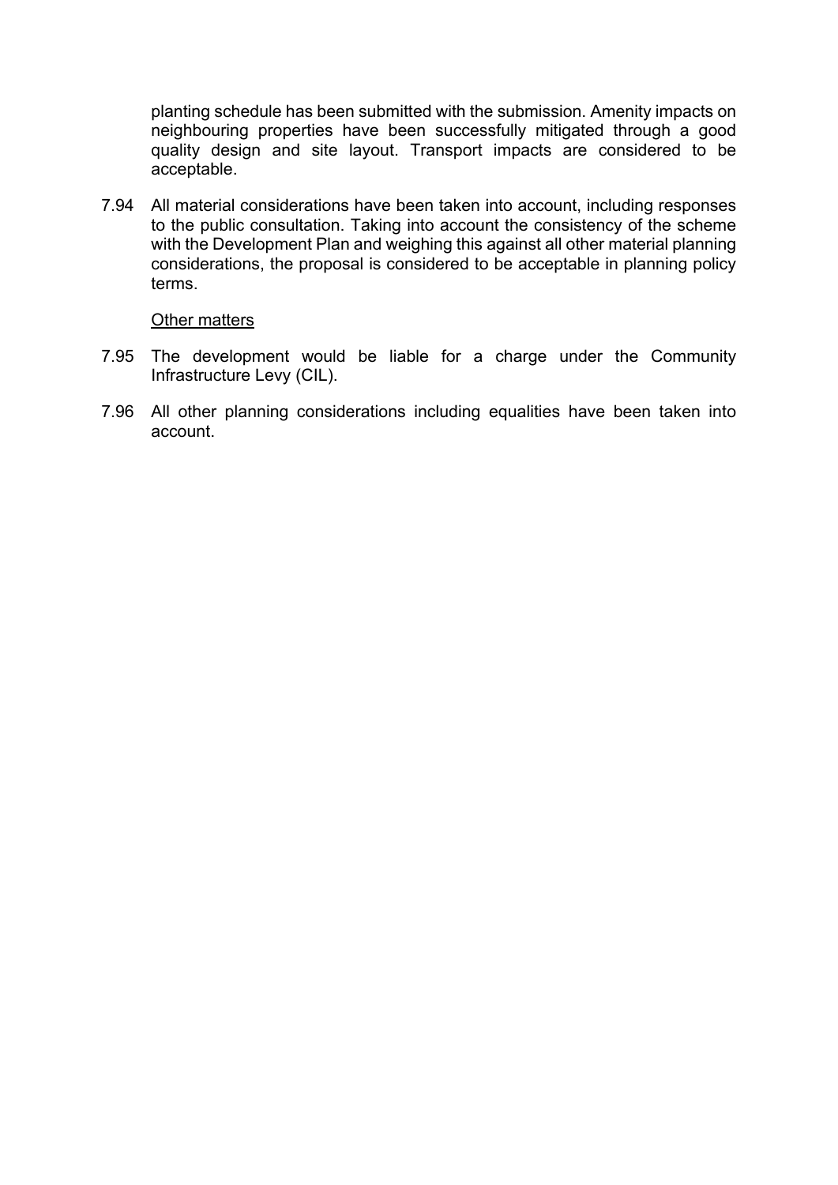planting schedule has been submitted with the submission. Amenity impacts on neighbouring properties have been successfully mitigated through a good quality design and site layout. Transport impacts are considered to be acceptable.

7.94 All material considerations have been taken into account, including responses to the public consultation. Taking into account the consistency of the scheme with the Development Plan and weighing this against all other material planning considerations, the proposal is considered to be acceptable in planning policy terms.

Other matters

7.95 The development would be liable for a charge under the Community Infrastructure Levy (CIL).

7.96 All other planning considerations including equalities have been taken into account.